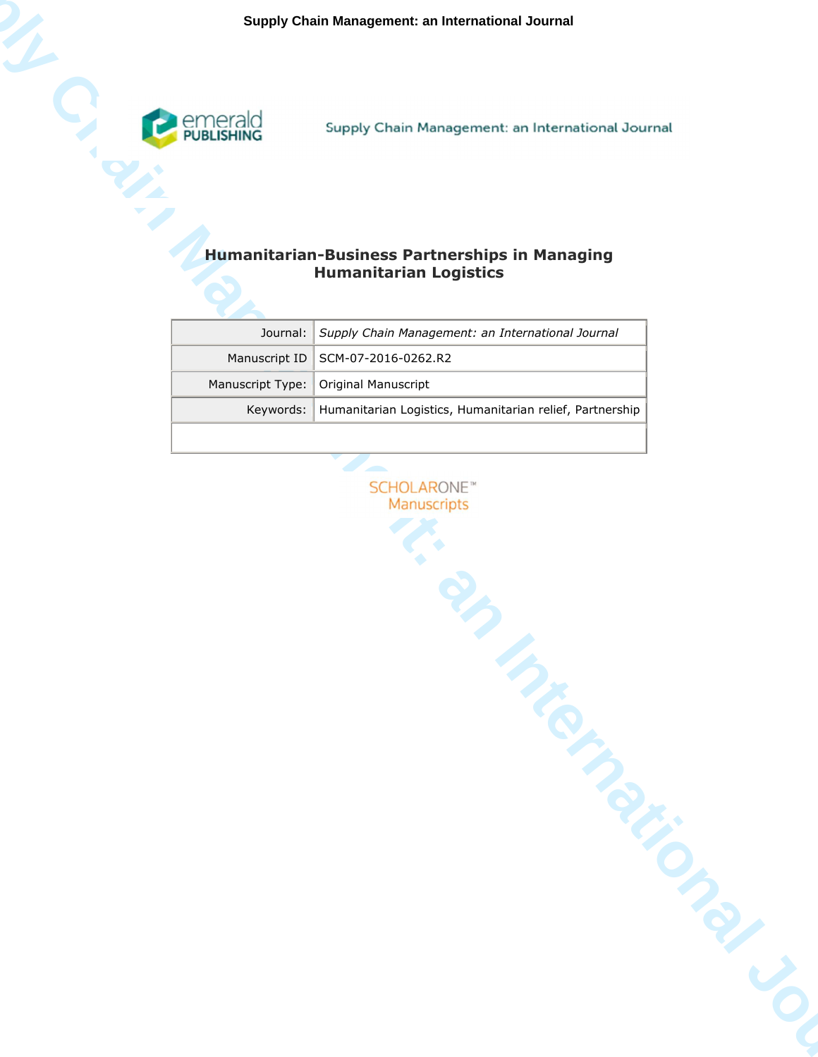# Humanitarian-Business Partnerships in Managing Humanitarian Logistics

| Journal: | *Supply Chain Management: an International Journal* |
|---|---|
| Manuscript ID | SCM-07-2016-0262.R2 |
| Manuscript Type: | Original Manuscript |
| Keywords: | Humanitarian Logistics, Humanitarian relief, Partnership |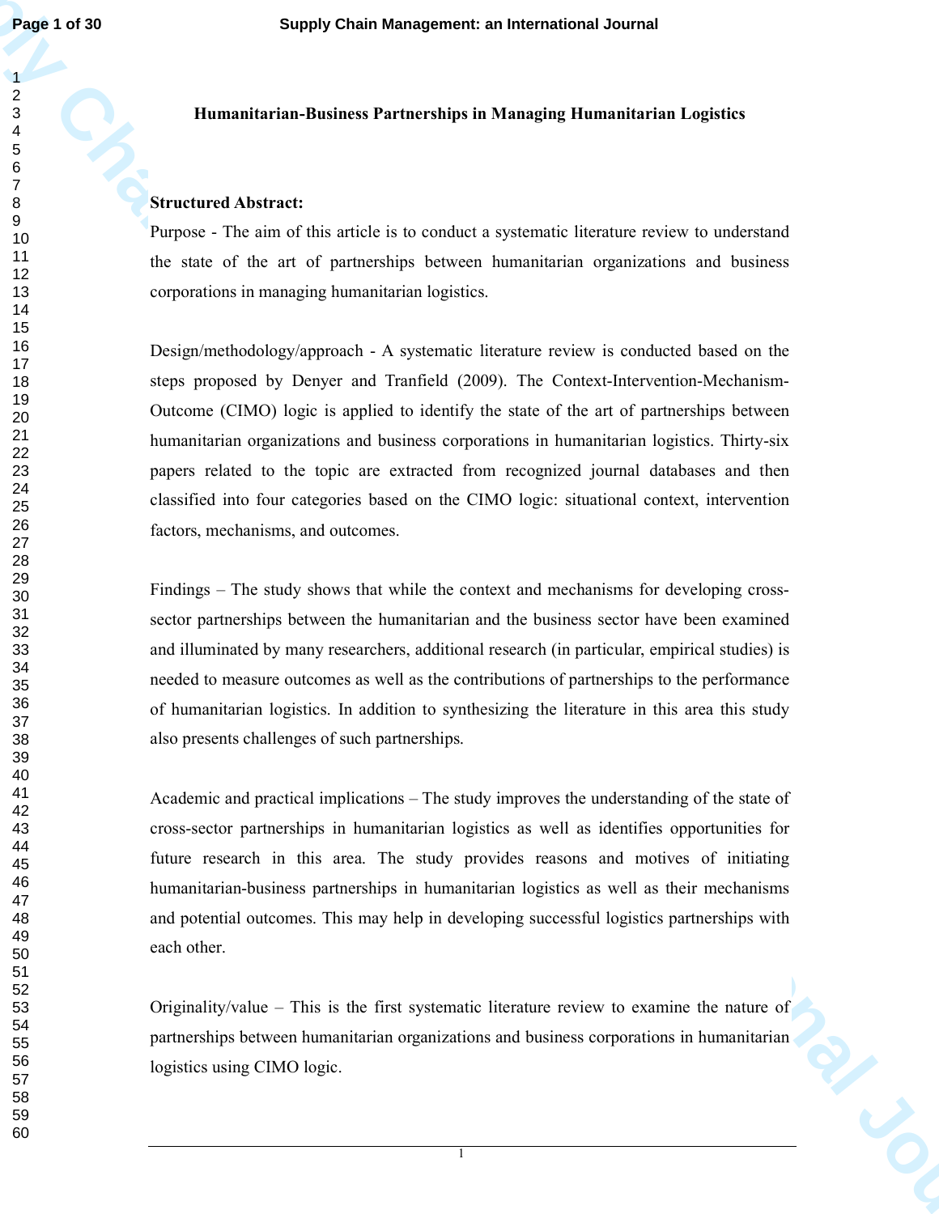# Humanitarian-Business Partnerships in Managing Humanitarian Logistics

**Structured Abstract:**

Purpose - The aim of this article is to conduct a systematic literature review to understand the state of the art of partnerships between humanitarian organizations and business corporations in managing humanitarian logistics.

Design/methodology/approach - A systematic literature review is conducted based on the steps proposed by Denyer and Tranfield (2009). The Context-Intervention-Mechanism-Outcome (CIMO) logic is applied to identify the state of the art of partnerships between humanitarian organizations and business corporations in humanitarian logistics. Thirty-six papers related to the topic are extracted from recognized journal databases and then classified into four categories based on the CIMO logic: situational context, intervention factors, mechanisms, and outcomes.

Findings – The study shows that while the context and mechanisms for developing cross-sector partnerships between the humanitarian and the business sector have been examined and illuminated by many researchers, additional research (in particular, empirical studies) is needed to measure outcomes as well as the contributions of partnerships to the performance of humanitarian logistics. In addition to synthesizing the literature in this area this study also presents challenges of such partnerships.

Academic and practical implications – The study improves the understanding of the state of cross-sector partnerships in humanitarian logistics as well as identifies opportunities for future research in this area. The study provides reasons and motives of initiating humanitarian-business partnerships in humanitarian logistics as well as their mechanisms and potential outcomes. This may help in developing successful logistics partnerships with each other.

Originality/value – This is the first systematic literature review to examine the nature of partnerships between humanitarian organizations and business corporations in humanitarian logistics using CIMO logic.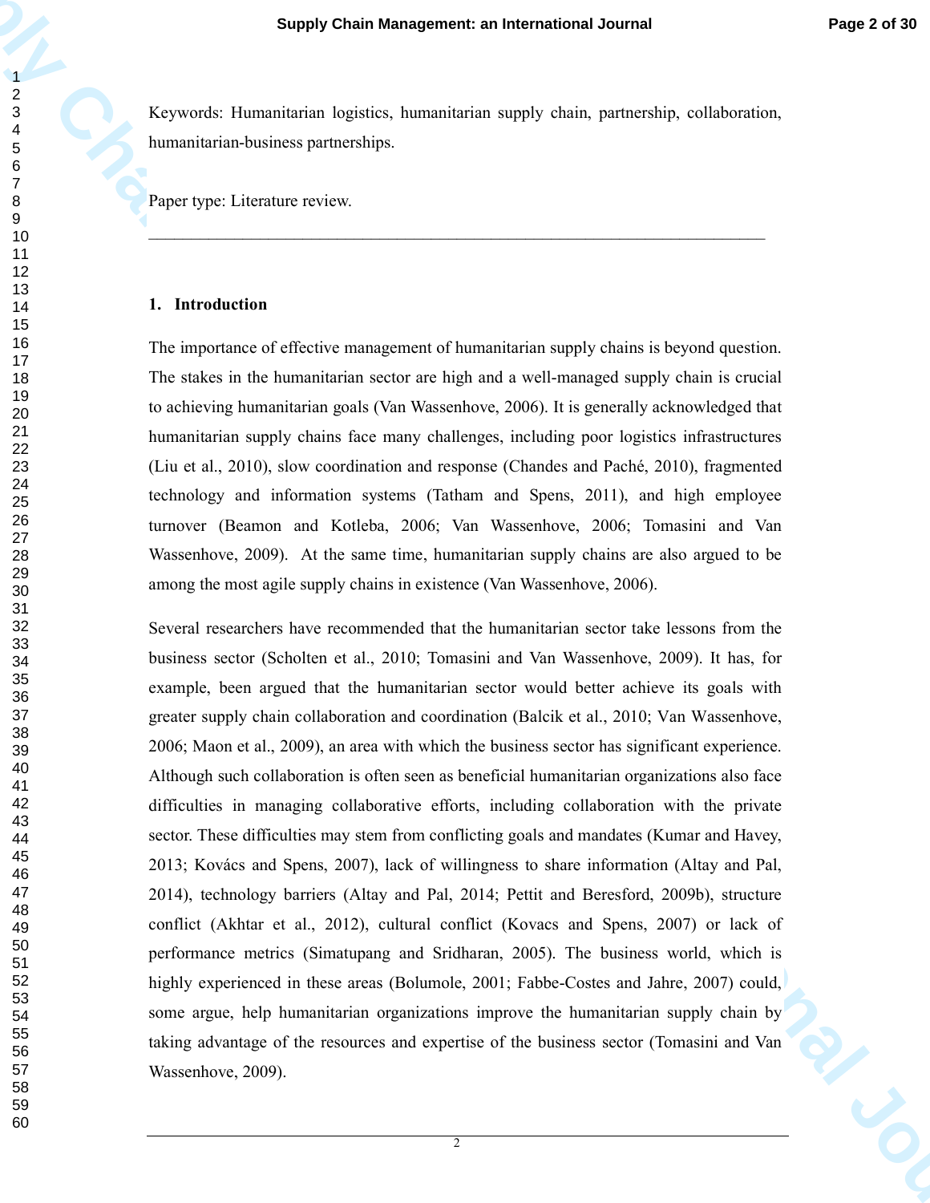Keywords: Humanitarian logistics, humanitarian supply chain, partnership, collaboration, humanitarian-business partnerships.

Paper type: Literature review.

---

## 1. Introduction

The importance of effective management of humanitarian supply chains is beyond question. The stakes in the humanitarian sector are high and a well-managed supply chain is crucial to achieving humanitarian goals (Van Wassenhove, 2006). It is generally acknowledged that humanitarian supply chains face many challenges, including poor logistics infrastructures (Liu et al., 2010), slow coordination and response (Chandes and Paché, 2010), fragmented technology and information systems (Tatham and Spens, 2011), and high employee turnover (Beamon and Kotleba, 2006; Van Wassenhove, 2006; Tomasini and Van Wassenhove, 2009). At the same time, humanitarian supply chains are also argued to be among the most agile supply chains in existence (Van Wassenhove, 2006).

Several researchers have recommended that the humanitarian sector take lessons from the business sector (Scholten et al., 2010; Tomasini and Van Wassenhove, 2009). It has, for example, been argued that the humanitarian sector would better achieve its goals with greater supply chain collaboration and coordination (Balcik et al., 2010; Van Wassenhove, 2006; Maon et al., 2009), an area with which the business sector has significant experience. Although such collaboration is often seen as beneficial humanitarian organizations also face difficulties in managing collaborative efforts, including collaboration with the private sector. These difficulties may stem from conflicting goals and mandates (Kumar and Havey, 2013; Kovács and Spens, 2007), lack of willingness to share information (Altay and Pal, 2014), technology barriers (Altay and Pal, 2014; Pettit and Beresford, 2009b), structure conflict (Akhtar et al., 2012), cultural conflict (Kovacs and Spens, 2007) or lack of performance metrics (Simatupang and Sridharan, 2005). The business world, which is highly experienced in these areas (Bolumole, 2001; Fabbe-Costes and Jahre, 2007) could, some argue, help humanitarian organizations improve the humanitarian supply chain by taking advantage of the resources and expertise of the business sector (Tomasini and Van Wassenhove, 2009).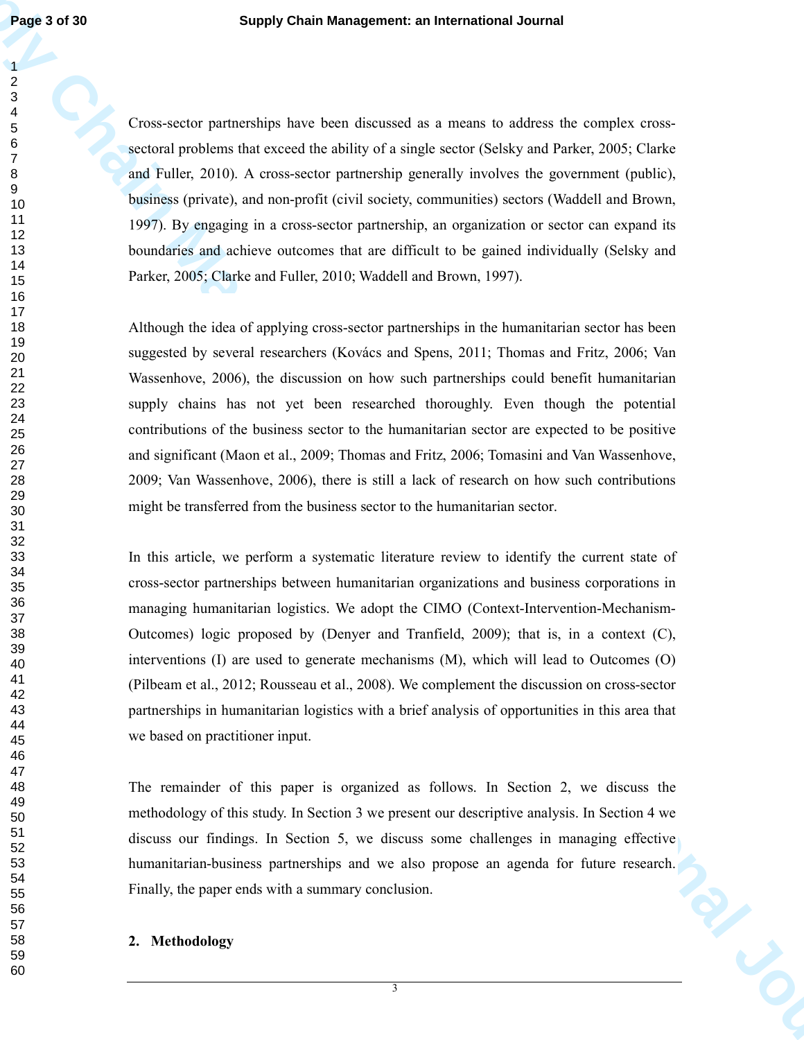Cross-sector partnerships have been discussed as a means to address the complex cross-sectoral problems that exceed the ability of a single sector (Selsky and Parker, 2005; Clarke and Fuller, 2010). A cross-sector partnership generally involves the government (public), business (private), and non-profit (civil society, communities) sectors (Waddell and Brown, 1997). By engaging in a cross-sector partnership, an organization or sector can expand its boundaries and achieve outcomes that are difficult to be gained individually (Selsky and Parker, 2005; Clarke and Fuller, 2010; Waddell and Brown, 1997).

Although the idea of applying cross-sector partnerships in the humanitarian sector has been suggested by several researchers (Kovács and Spens, 2011; Thomas and Fritz, 2006; Van Wassenhove, 2006), the discussion on how such partnerships could benefit humanitarian supply chains has not yet been researched thoroughly. Even though the potential contributions of the business sector to the humanitarian sector are expected to be positive and significant (Maon et al., 2009; Thomas and Fritz, 2006; Tomasini and Van Wassenhove, 2009; Van Wassenhove, 2006), there is still a lack of research on how such contributions might be transferred from the business sector to the humanitarian sector.

In this article, we perform a systematic literature review to identify the current state of cross-sector partnerships between humanitarian organizations and business corporations in managing humanitarian logistics. We adopt the CIMO (Context-Intervention-Mechanism-Outcomes) logic proposed by (Denyer and Tranfield, 2009); that is, in a context (C), interventions (I) are used to generate mechanisms (M), which will lead to Outcomes (O) (Pilbeam et al., 2012; Rousseau et al., 2008). We complement the discussion on cross-sector partnerships in humanitarian logistics with a brief analysis of opportunities in this area that we based on practitioner input.

The remainder of this paper is organized as follows. In Section 2, we discuss the methodology of this study. In Section 3 we present our descriptive analysis. In Section 4 we discuss our findings. In Section 5, we discuss some challenges in managing effective humanitarian-business partnerships and we also propose an agenda for future research. Finally, the paper ends with a summary conclusion.

## 2. Methodology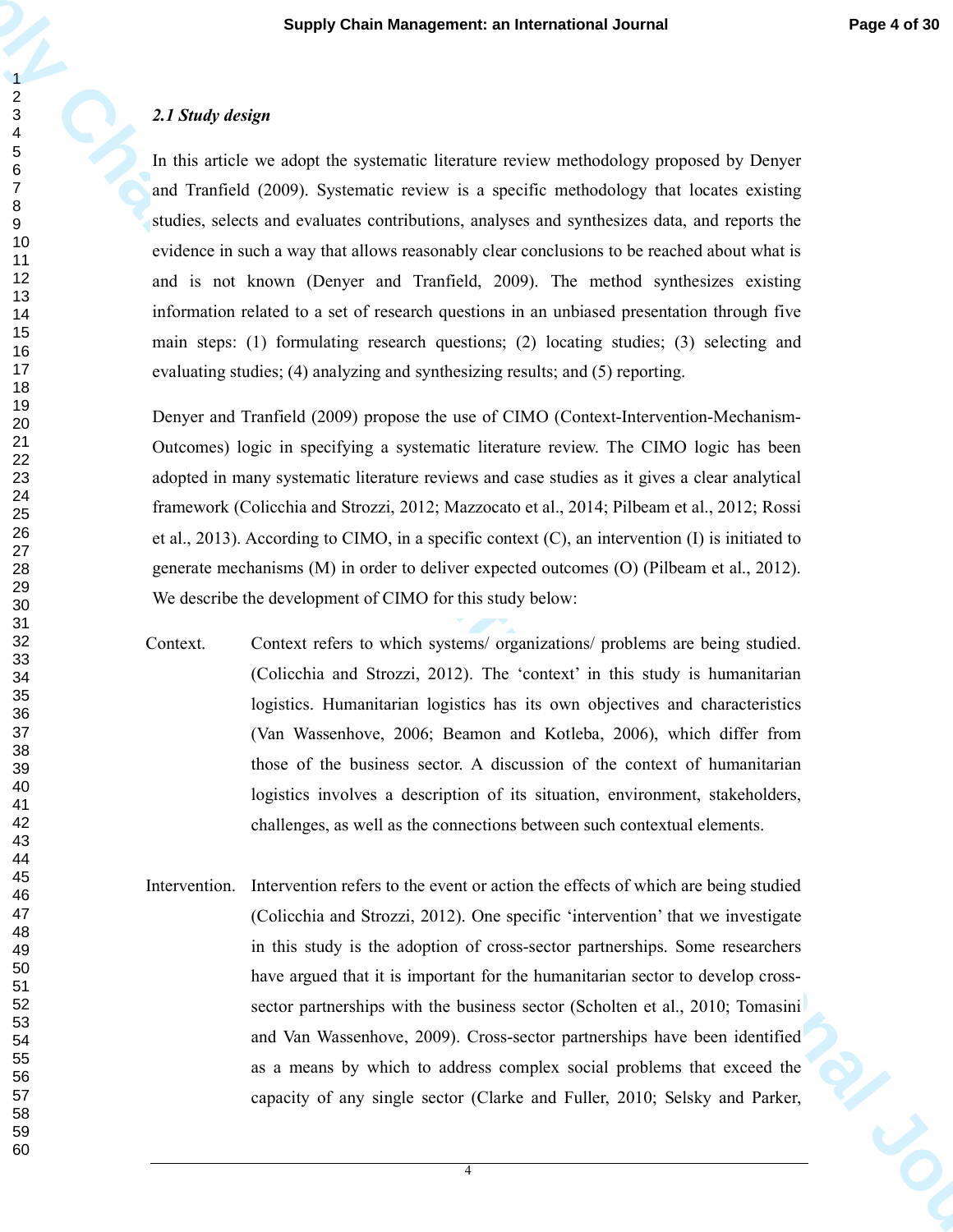### *2.1 Study design*

In this article we adopt the systematic literature review methodology proposed by Denyer and Tranfield (2009). Systematic review is a specific methodology that locates existing studies, selects and evaluates contributions, analyses and synthesizes data, and reports the evidence in such a way that allows reasonably clear conclusions to be reached about what is and is not known (Denyer and Tranfield, 2009). The method synthesizes existing information related to a set of research questions in an unbiased presentation through five main steps: (1) formulating research questions; (2) locating studies; (3) selecting and evaluating studies; (4) analyzing and synthesizing results; and (5) reporting.

Denyer and Tranfield (2009) propose the use of CIMO (Context-Intervention-Mechanism-Outcomes) logic in specifying a systematic literature review. The CIMO logic has been adopted in many systematic literature reviews and case studies as it gives a clear analytical framework (Colicchia and Strozzi, 2012; Mazzocato et al., 2014; Pilbeam et al., 2012; Rossi et al., 2013). According to CIMO, in a specific context (C), an intervention (I) is initiated to generate mechanisms (M) in order to deliver expected outcomes (O) (Pilbeam et al., 2012). We describe the development of CIMO for this study below:

Context. Context refers to which systems/ organizations/ problems are being studied. (Colicchia and Strozzi, 2012). The 'context' in this study is humanitarian logistics. Humanitarian logistics has its own objectives and characteristics (Van Wassenhove, 2006; Beamon and Kotleba, 2006), which differ from those of the business sector. A discussion of the context of humanitarian logistics involves a description of its situation, environment, stakeholders, challenges, as well as the connections between such contextual elements.

Intervention. Intervention refers to the event or action the effects of which are being studied (Colicchia and Strozzi, 2012). One specific 'intervention' that we investigate in this study is the adoption of cross-sector partnerships. Some researchers have argued that it is important for the humanitarian sector to develop cross-sector partnerships with the business sector (Scholten et al., 2010; Tomasini and Van Wassenhove, 2009). Cross-sector partnerships have been identified as a means by which to address complex social problems that exceed the capacity of any single sector (Clarke and Fuller, 2010; Selsky and Parker,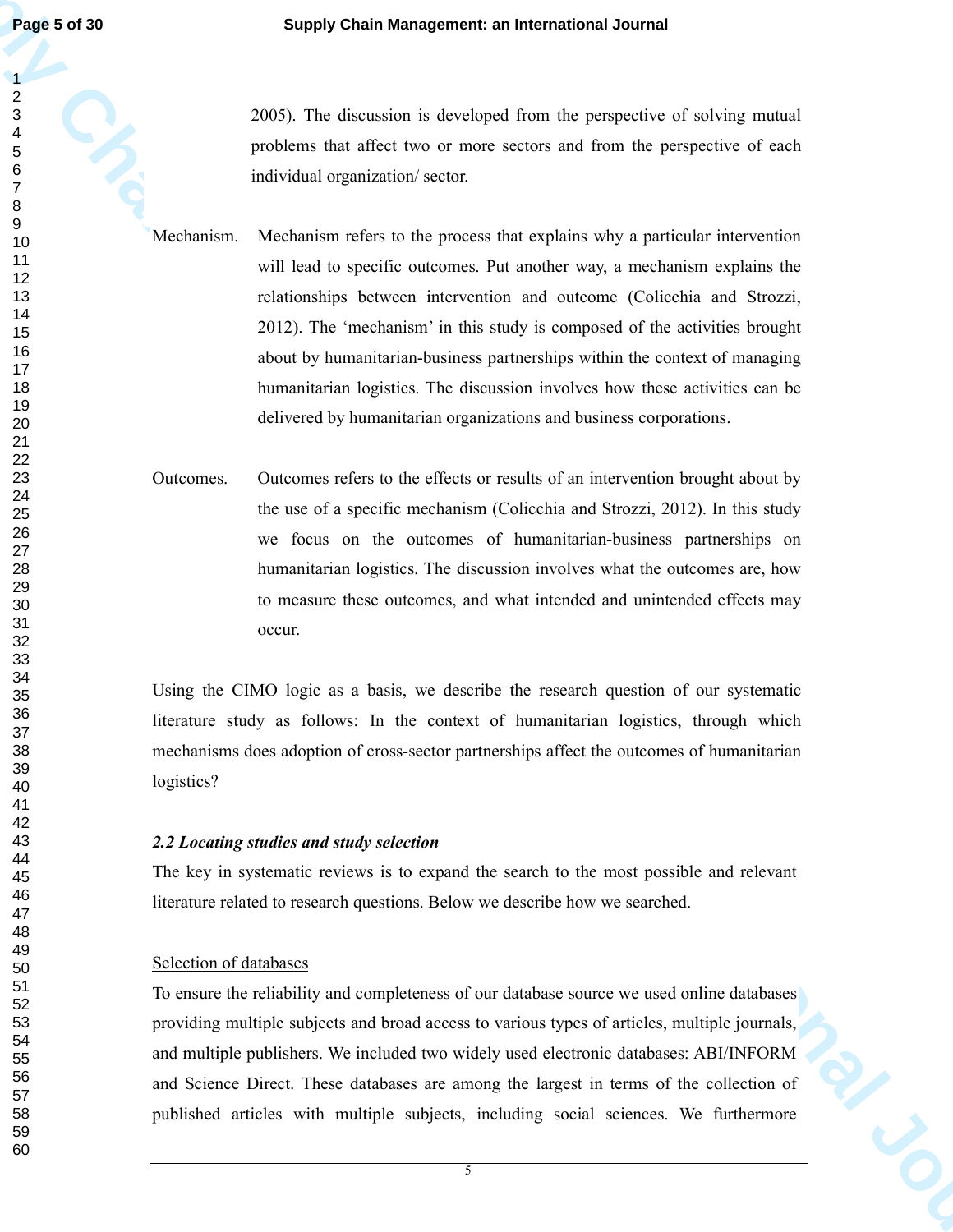2005). The discussion is developed from the perspective of solving mutual problems that affect two or more sectors and from the perspective of each individual organization/ sector.

Mechanism. Mechanism refers to the process that explains why a particular intervention will lead to specific outcomes. Put another way, a mechanism explains the relationships between intervention and outcome (Colicchia and Strozzi, 2012). The 'mechanism' in this study is composed of the activities brought about by humanitarian-business partnerships within the context of managing humanitarian logistics. The discussion involves how these activities can be delivered by humanitarian organizations and business corporations.

Outcomes. Outcomes refers to the effects or results of an intervention brought about by the use of a specific mechanism (Colicchia and Strozzi, 2012). In this study we focus on the outcomes of humanitarian-business partnerships on humanitarian logistics. The discussion involves what the outcomes are, how to measure these outcomes, and what intended and unintended effects may occur.

Using the CIMO logic as a basis, we describe the research question of our systematic literature study as follows: In the context of humanitarian logistics, through which mechanisms does adoption of cross-sector partnerships affect the outcomes of humanitarian logistics?

### *2.2 Locating studies and study selection*

The key in systematic reviews is to expand the search to the most possible and relevant literature related to research questions. Below we describe how we searched.

Selection of databases

To ensure the reliability and completeness of our database source we used online databases providing multiple subjects and broad access to various types of articles, multiple journals, and multiple publishers. We included two widely used electronic databases: ABI/INFORM and Science Direct. These databases are among the largest in terms of the collection of published articles with multiple subjects, including social sciences. We furthermore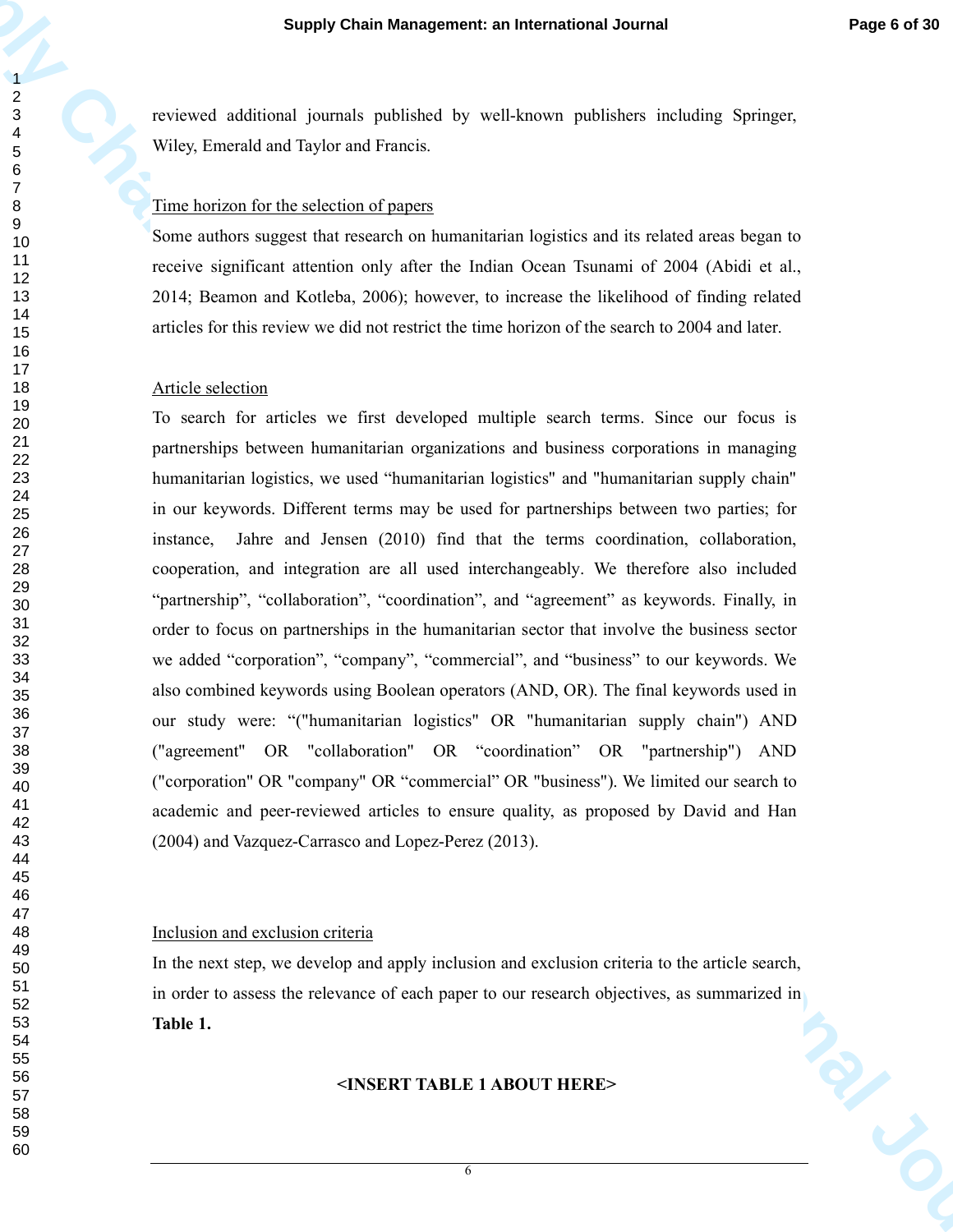reviewed additional journals published by well-known publishers including Springer, Wiley, Emerald and Taylor and Francis.

Time horizon for the selection of papers

Some authors suggest that research on humanitarian logistics and its related areas began to receive significant attention only after the Indian Ocean Tsunami of 2004 (Abidi et al., 2014; Beamon and Kotleba, 2006); however, to increase the likelihood of finding related articles for this review we did not restrict the time horizon of the search to 2004 and later.

Article selection

To search for articles we first developed multiple search terms. Since our focus is partnerships between humanitarian organizations and business corporations in managing humanitarian logistics, we used "humanitarian logistics" and "humanitarian supply chain" in our keywords. Different terms may be used for partnerships between two parties; for instance, Jahre and Jensen (2010) find that the terms coordination, collaboration, cooperation, and integration are all used interchangeably. We therefore also included "partnership", "collaboration", "coordination", and "agreement" as keywords. Finally, in order to focus on partnerships in the humanitarian sector that involve the business sector we added "corporation", "company", "commercial", and "business" to our keywords. We also combined keywords using Boolean operators (AND, OR). The final keywords used in our study were: "("humanitarian logistics" OR "humanitarian supply chain") AND ("agreement" OR "collaboration" OR "coordination" OR "partnership") AND ("corporation" OR "company" OR "commercial" OR "business"). We limited our search to academic and peer-reviewed articles to ensure quality, as proposed by David and Han (2004) and Vazquez-Carrasco and Lopez-Perez (2013).

Inclusion and exclusion criteria

In the next step, we develop and apply inclusion and exclusion criteria to the article search, in order to assess the relevance of each paper to our research objectives, as summarized in **Table 1.**

**<INSERT TABLE 1 ABOUT HERE>**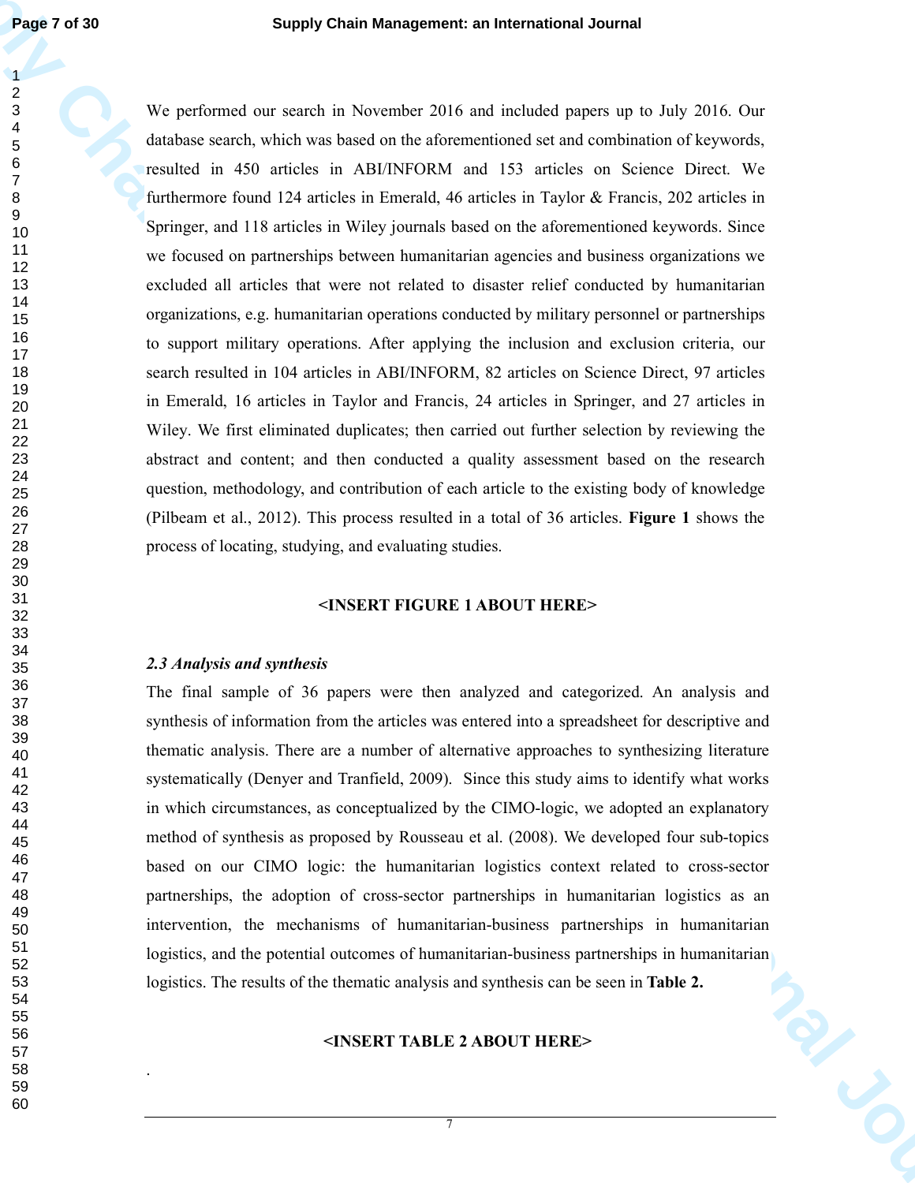We performed our search in November 2016 and included papers up to July 2016. Our database search, which was based on the aforementioned set and combination of keywords, resulted in 450 articles in ABI/INFORM and 153 articles on Science Direct. We furthermore found 124 articles in Emerald, 46 articles in Taylor & Francis, 202 articles in Springer, and 118 articles in Wiley journals based on the aforementioned keywords. Since we focused on partnerships between humanitarian agencies and business organizations we excluded all articles that were not related to disaster relief conducted by humanitarian organizations, e.g. humanitarian operations conducted by military personnel or partnerships to support military operations. After applying the inclusion and exclusion criteria, our search resulted in 104 articles in ABI/INFORM, 82 articles on Science Direct, 97 articles in Emerald, 16 articles in Taylor and Francis, 24 articles in Springer, and 27 articles in Wiley. We first eliminated duplicates; then carried out further selection by reviewing the abstract and content; and then conducted a quality assessment based on the research question, methodology, and contribution of each article to the existing body of knowledge (Pilbeam et al., 2012). This process resulted in a total of 36 articles. **Figure 1** shows the process of locating, studying, and evaluating studies.

**<INSERT FIGURE 1 ABOUT HERE>**

### *2.3 Analysis and synthesis*

The final sample of 36 papers were then analyzed and categorized. An analysis and synthesis of information from the articles was entered into a spreadsheet for descriptive and thematic analysis. There are a number of alternative approaches to synthesizing literature systematically (Denyer and Tranfield, 2009). Since this study aims to identify what works in which circumstances, as conceptualized by the CIMO-logic, we adopted an explanatory method of synthesis as proposed by Rousseau et al. (2008). We developed four sub-topics based on our CIMO logic: the humanitarian logistics context related to cross-sector partnerships, the adoption of cross-sector partnerships in humanitarian logistics as an intervention, the mechanisms of humanitarian-business partnerships in humanitarian logistics, and the potential outcomes of humanitarian-business partnerships in humanitarian logistics. The results of the thematic analysis and synthesis can be seen in **Table 2.**

**<INSERT TABLE 2 ABOUT HERE>**

.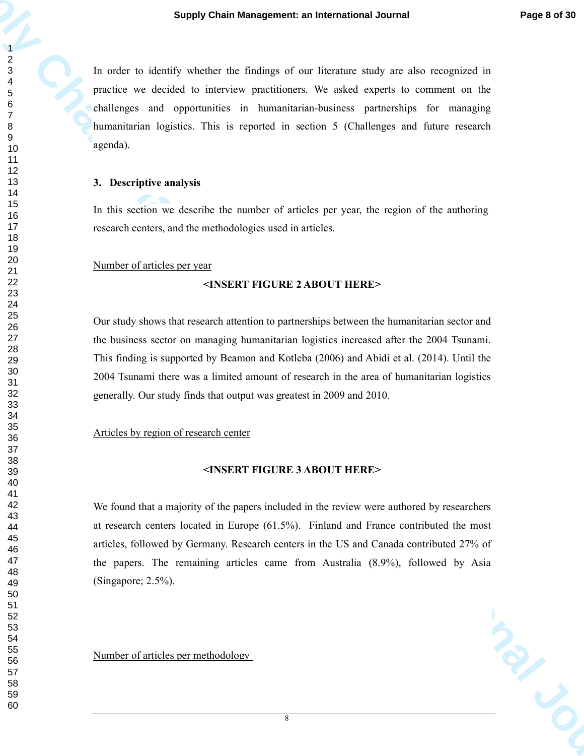In order to identify whether the findings of our literature study are also recognized in practice we decided to interview practitioners. We asked experts to comment on the challenges and opportunities in humanitarian-business partnerships for managing humanitarian logistics. This is reported in section 5 (Challenges and future research agenda).

## 3. Descriptive analysis

In this section we describe the number of articles per year, the region of the authoring research centers, and the methodologies used in articles.

<u>Number of articles per year</u>

**<INSERT FIGURE 2 ABOUT HERE>**

Our study shows that research attention to partnerships between the humanitarian sector and the business sector on managing humanitarian logistics increased after the 2004 Tsunami. This finding is supported by Beamon and Kotleba (2006) and Abidi et al. (2014). Until the 2004 Tsunami there was a limited amount of research in the area of humanitarian logistics generally. Our study finds that output was greatest in 2009 and 2010.

<u>Articles by region of research center</u>

**<INSERT FIGURE 3 ABOUT HERE>**

We found that a majority of the papers included in the review were authored by researchers at research centers located in Europe (61.5%). Finland and France contributed the most articles, followed by Germany. Research centers in the US and Canada contributed 27% of the papers. The remaining articles came from Australia (8.9%), followed by Asia (Singapore; 2.5%).

<u>Number of articles per methodology</u>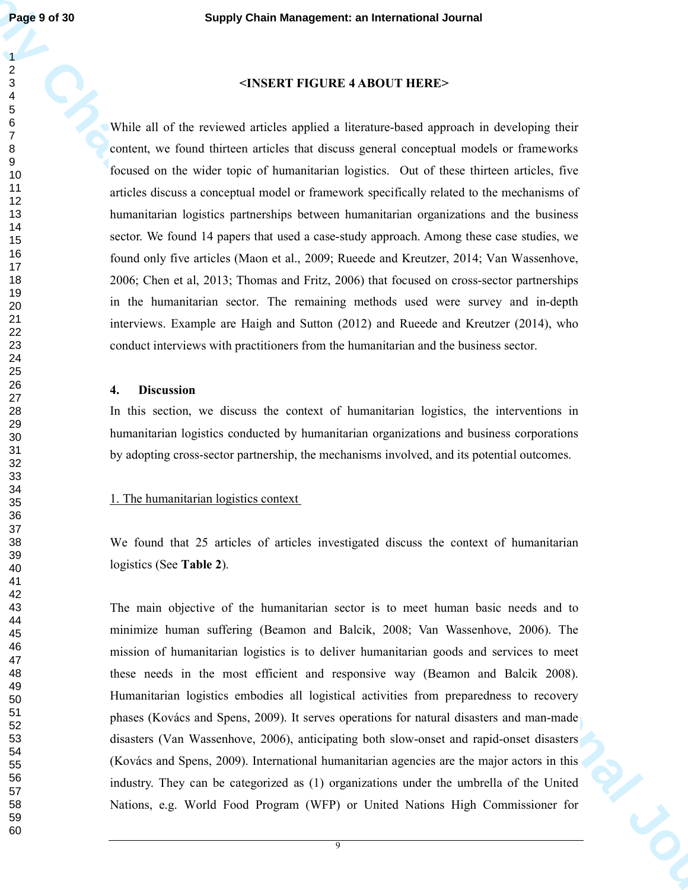<INSERT FIGURE 4 ABOUT HERE>

While all of the reviewed articles applied a literature-based approach in developing their content, we found thirteen articles that discuss general conceptual models or frameworks focused on the wider topic of humanitarian logistics. Out of these thirteen articles, five articles discuss a conceptual model or framework specifically related to the mechanisms of humanitarian logistics partnerships between humanitarian organizations and the business sector. We found 14 papers that used a case-study approach. Among these case studies, we found only five articles (Maon et al., 2009; Rueede and Kreutzer, 2014; Van Wassenhove, 2006; Chen et al, 2013; Thomas and Fritz, 2006) that focused on cross-sector partnerships in the humanitarian sector. The remaining methods used were survey and in-depth interviews. Example are Haigh and Sutton (2012) and Rueede and Kreutzer (2014), who conduct interviews with practitioners from the humanitarian and the business sector.

## 4. Discussion

In this section, we discuss the context of humanitarian logistics, the interventions in humanitarian logistics conducted by humanitarian organizations and business corporations by adopting cross-sector partnership, the mechanisms involved, and its potential outcomes.

### 1. The humanitarian logistics context

We found that 25 articles of articles investigated discuss the context of humanitarian logistics (See **Table 2**).

The main objective of the humanitarian sector is to meet human basic needs and to minimize human suffering (Beamon and Balcik, 2008; Van Wassenhove, 2006). The mission of humanitarian logistics is to deliver humanitarian goods and services to meet these needs in the most efficient and responsive way (Beamon and Balcik 2008). Humanitarian logistics embodies all logistical activities from preparedness to recovery phases (Kovács and Spens, 2009). It serves operations for natural disasters and man-made disasters (Van Wassenhove, 2006), anticipating both slow-onset and rapid-onset disasters (Kovács and Spens, 2009). International humanitarian agencies are the major actors in this industry. They can be categorized as (1) organizations under the umbrella of the United Nations, e.g. World Food Program (WFP) or United Nations High Commissioner for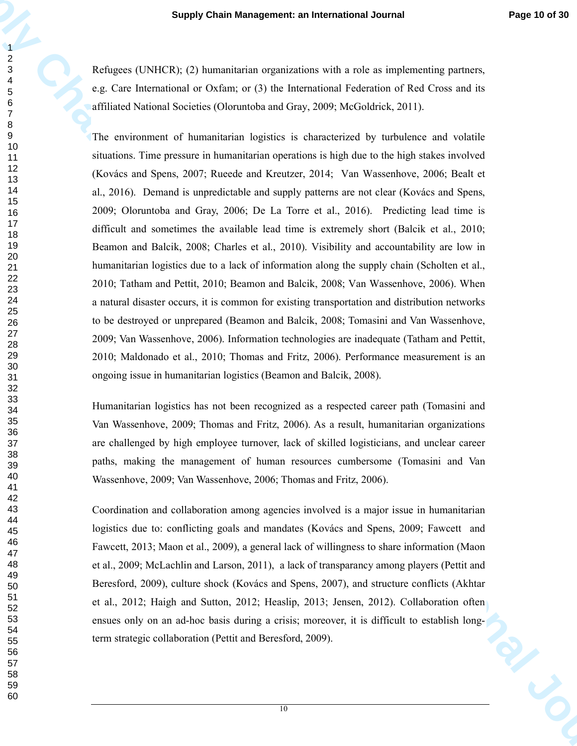Refugees (UNHCR); (2) humanitarian organizations with a role as implementing partners, e.g. Care International or Oxfam; or (3) the International Federation of Red Cross and its affiliated National Societies (Oloruntoba and Gray, 2009; McGoldrick, 2011).

The environment of humanitarian logistics is characterized by turbulence and volatile situations. Time pressure in humanitarian operations is high due to the high stakes involved (Kovács and Spens, 2007; Rueede and Kreutzer, 2014; Van Wassenhove, 2006; Bealt et al., 2016). Demand is unpredictable and supply patterns are not clear (Kovács and Spens, 2009; Oloruntoba and Gray, 2006; De La Torre et al., 2016). Predicting lead time is difficult and sometimes the available lead time is extremely short (Balcik et al., 2010; Beamon and Balcik, 2008; Charles et al., 2010). Visibility and accountability are low in humanitarian logistics due to a lack of information along the supply chain (Scholten et al., 2010; Tatham and Pettit, 2010; Beamon and Balcik, 2008; Van Wassenhove, 2006). When a natural disaster occurs, it is common for existing transportation and distribution networks to be destroyed or unprepared (Beamon and Balcik, 2008; Tomasini and Van Wassenhove, 2009; Van Wassenhove, 2006). Information technologies are inadequate (Tatham and Pettit, 2010; Maldonado et al., 2010; Thomas and Fritz, 2006). Performance measurement is an ongoing issue in humanitarian logistics (Beamon and Balcik, 2008).

Humanitarian logistics has not been recognized as a respected career path (Tomasini and Van Wassenhove, 2009; Thomas and Fritz, 2006). As a result, humanitarian organizations are challenged by high employee turnover, lack of skilled logisticians, and unclear career paths, making the management of human resources cumbersome (Tomasini and Van Wassenhove, 2009; Van Wassenhove, 2006; Thomas and Fritz, 2006).

Coordination and collaboration among agencies involved is a major issue in humanitarian logistics due to: conflicting goals and mandates (Kovács and Spens, 2009; Fawcett and Fawcett, 2013; Maon et al., 2009), a general lack of willingness to share information (Maon et al., 2009; McLachlin and Larson, 2011), a lack of transparancy among players (Pettit and Beresford, 2009), culture shock (Kovács and Spens, 2007), and structure conflicts (Akhtar et al., 2012; Haigh and Sutton, 2012; Heaslip, 2013; Jensen, 2012). Collaboration often ensues only on an ad-hoc basis during a crisis; moreover, it is difficult to establish long-term strategic collaboration (Pettit and Beresford, 2009).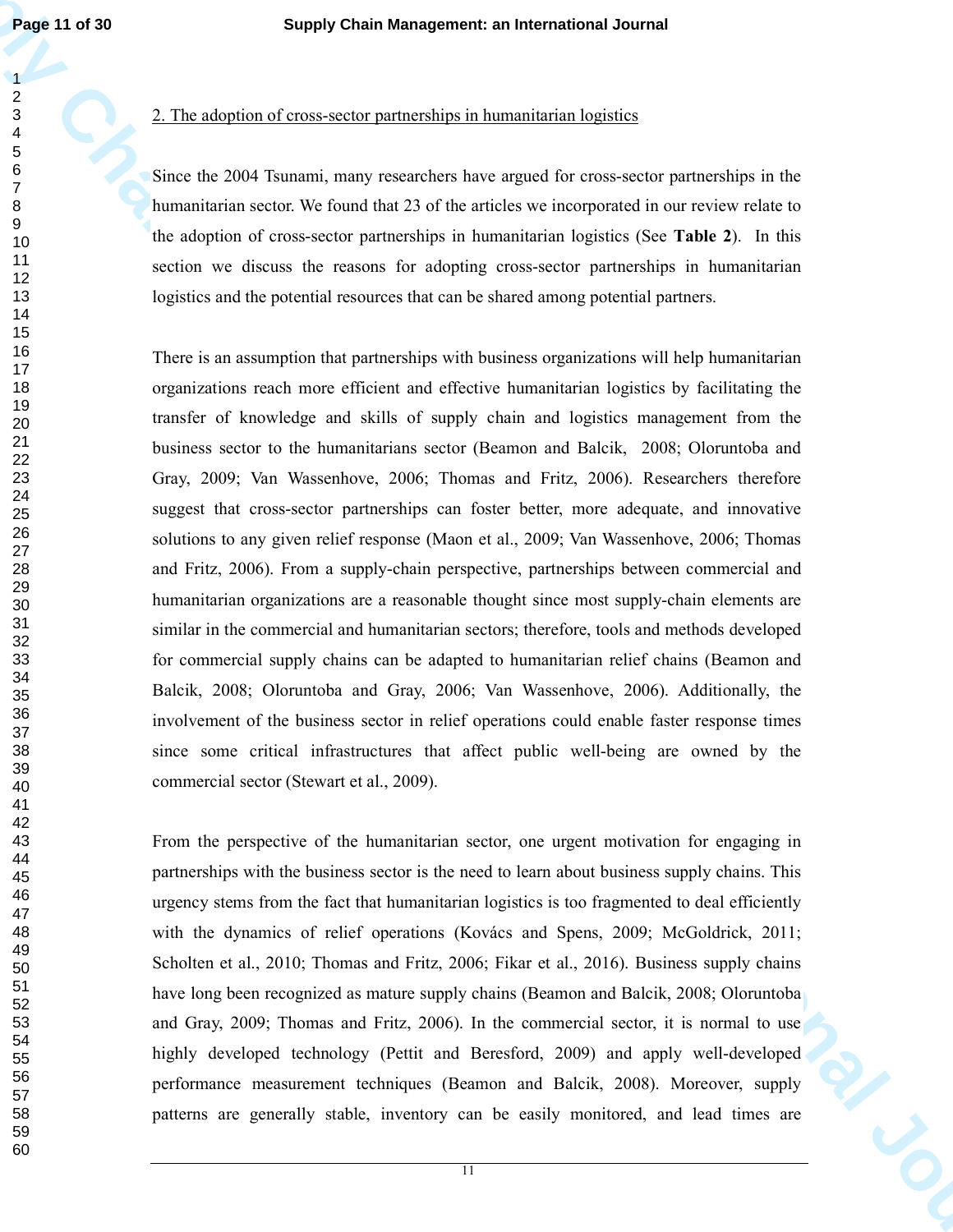## 2. The adoption of cross-sector partnerships in humanitarian logistics

Since the 2004 Tsunami, many researchers have argued for cross-sector partnerships in the humanitarian sector. We found that 23 of the articles we incorporated in our review relate to the adoption of cross-sector partnerships in humanitarian logistics (See **Table 2**). In this section we discuss the reasons for adopting cross-sector partnerships in humanitarian logistics and the potential resources that can be shared among potential partners.

There is an assumption that partnerships with business organizations will help humanitarian organizations reach more efficient and effective humanitarian logistics by facilitating the transfer of knowledge and skills of supply chain and logistics management from the business sector to the humanitarians sector (Beamon and Balcik, 2008; Oloruntoba and Gray, 2009; Van Wassenhove, 2006; Thomas and Fritz, 2006). Researchers therefore suggest that cross-sector partnerships can foster better, more adequate, and innovative solutions to any given relief response (Maon et al., 2009; Van Wassenhove, 2006; Thomas and Fritz, 2006). From a supply-chain perspective, partnerships between commercial and humanitarian organizations are a reasonable thought since most supply-chain elements are similar in the commercial and humanitarian sectors; therefore, tools and methods developed for commercial supply chains can be adapted to humanitarian relief chains (Beamon and Balcik, 2008; Oloruntoba and Gray, 2006; Van Wassenhove, 2006). Additionally, the involvement of the business sector in relief operations could enable faster response times since some critical infrastructures that affect public well-being are owned by the commercial sector (Stewart et al., 2009).

From the perspective of the humanitarian sector, one urgent motivation for engaging in partnerships with the business sector is the need to learn about business supply chains. This urgency stems from the fact that humanitarian logistics is too fragmented to deal efficiently with the dynamics of relief operations (Kovács and Spens, 2009; McGoldrick, 2011; Scholten et al., 2010; Thomas and Fritz, 2006; Fikar et al., 2016). Business supply chains have long been recognized as mature supply chains (Beamon and Balcik, 2008; Oloruntoba and Gray, 2009; Thomas and Fritz, 2006). In the commercial sector, it is normal to use highly developed technology (Pettit and Beresford, 2009) and apply well-developed performance measurement techniques (Beamon and Balcik, 2008). Moreover, supply patterns are generally stable, inventory can be easily monitored, and lead times are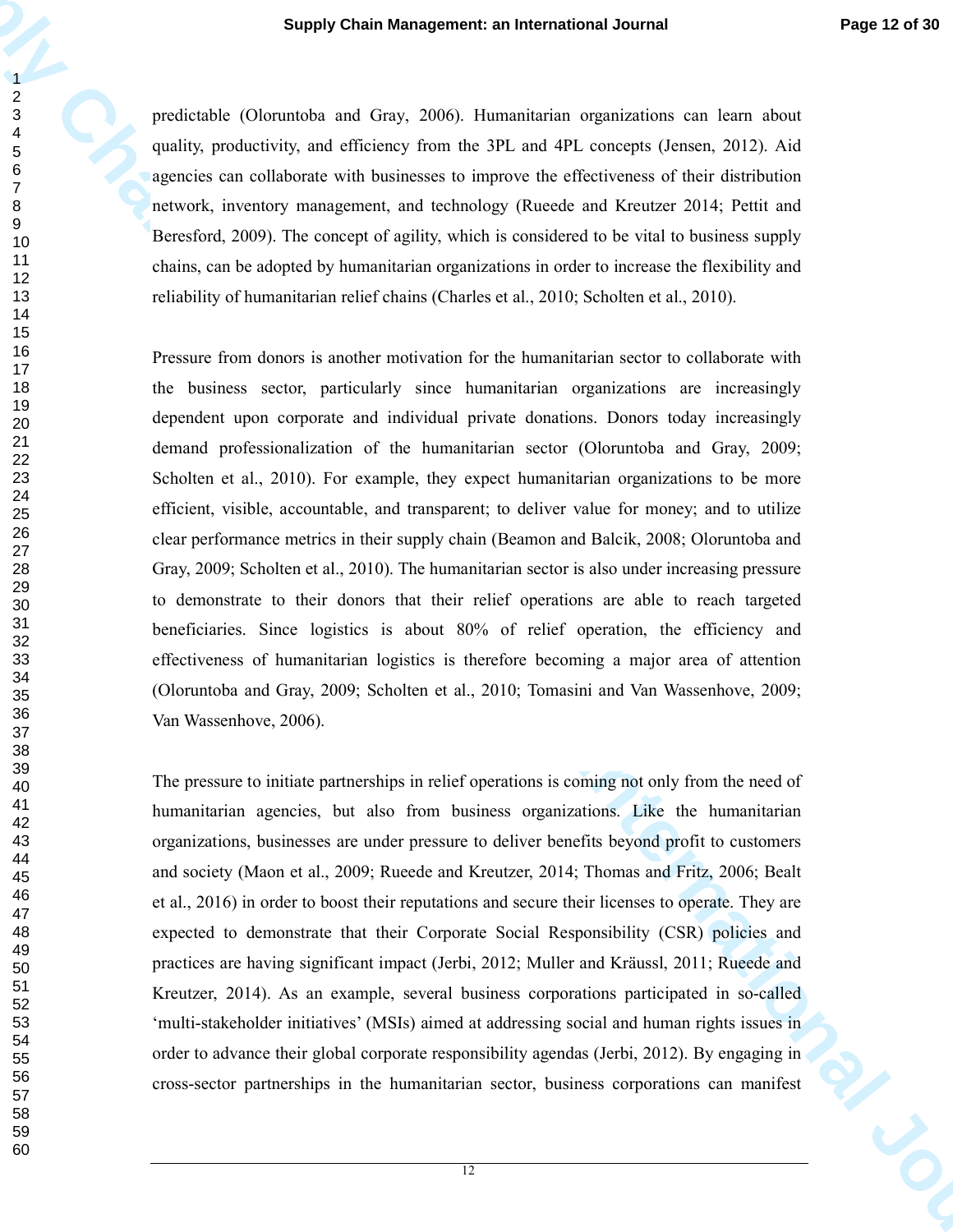predictable (Oloruntoba and Gray, 2006). Humanitarian organizations can learn about quality, productivity, and efficiency from the 3PL and 4PL concepts (Jensen, 2012). Aid agencies can collaborate with businesses to improve the effectiveness of their distribution network, inventory management, and technology (Rueede and Kreutzer 2014; Pettit and Beresford, 2009). The concept of agility, which is considered to be vital to business supply chains, can be adopted by humanitarian organizations in order to increase the flexibility and reliability of humanitarian relief chains (Charles et al., 2010; Scholten et al., 2010).

Pressure from donors is another motivation for the humanitarian sector to collaborate with the business sector, particularly since humanitarian organizations are increasingly dependent upon corporate and individual private donations. Donors today increasingly demand professionalization of the humanitarian sector (Oloruntoba and Gray, 2009; Scholten et al., 2010). For example, they expect humanitarian organizations to be more efficient, visible, accountable, and transparent; to deliver value for money; and to utilize clear performance metrics in their supply chain (Beamon and Balcik, 2008; Oloruntoba and Gray, 2009; Scholten et al., 2010). The humanitarian sector is also under increasing pressure to demonstrate to their donors that their relief operations are able to reach targeted beneficiaries. Since logistics is about 80% of relief operation, the efficiency and effectiveness of humanitarian logistics is therefore becoming a major area of attention (Oloruntoba and Gray, 2009; Scholten et al., 2010; Tomasini and Van Wassenhove, 2009; Van Wassenhove, 2006).

The pressure to initiate partnerships in relief operations is coming not only from the need of humanitarian agencies, but also from business organizations. Like the humanitarian organizations, businesses are under pressure to deliver benefits beyond profit to customers and society (Maon et al., 2009; Rueede and Kreutzer, 2014; Thomas and Fritz, 2006; Bealt et al., 2016) in order to boost their reputations and secure their licenses to operate. They are expected to demonstrate that their Corporate Social Responsibility (CSR) policies and practices are having significant impact (Jerbi, 2012; Muller and Kräussl, 2011; Rueede and Kreutzer, 2014). As an example, several business corporations participated in so-called 'multi-stakeholder initiatives' (MSIs) aimed at addressing social and human rights issues in order to advance their global corporate responsibility agendas (Jerbi, 2012). By engaging in cross-sector partnerships in the humanitarian sector, business corporations can manifest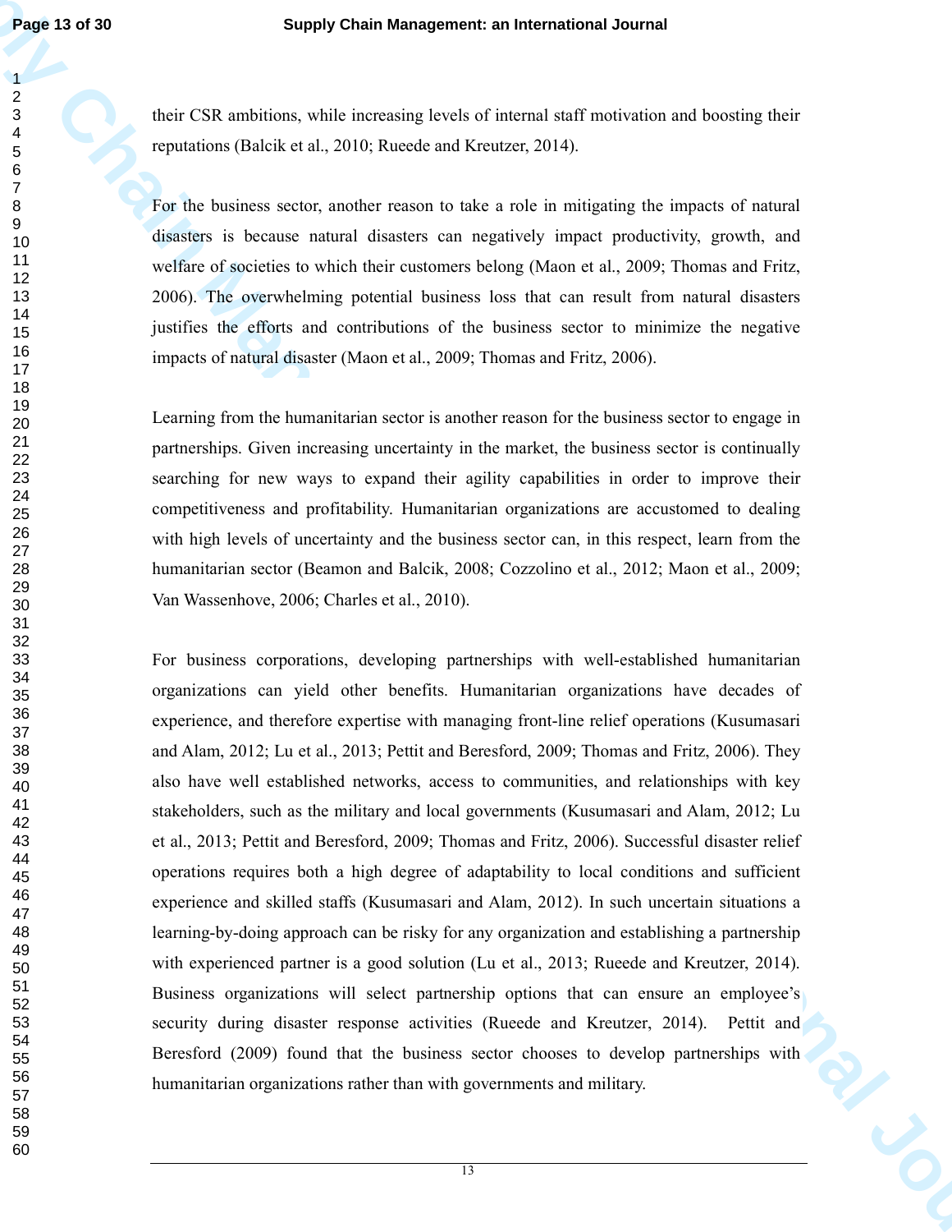their CSR ambitions, while increasing levels of internal staff motivation and boosting their reputations (Balcik et al., 2010; Rueede and Kreutzer, 2014).

For the business sector, another reason to take a role in mitigating the impacts of natural disasters is because natural disasters can negatively impact productivity, growth, and welfare of societies to which their customers belong (Maon et al., 2009; Thomas and Fritz, 2006). The overwhelming potential business loss that can result from natural disasters justifies the efforts and contributions of the business sector to minimize the negative impacts of natural disaster (Maon et al., 2009; Thomas and Fritz, 2006).

Learning from the humanitarian sector is another reason for the business sector to engage in partnerships. Given increasing uncertainty in the market, the business sector is continually searching for new ways to expand their agility capabilities in order to improve their competitiveness and profitability. Humanitarian organizations are accustomed to dealing with high levels of uncertainty and the business sector can, in this respect, learn from the humanitarian sector (Beamon and Balcik, 2008; Cozzolino et al., 2012; Maon et al., 2009; Van Wassenhove, 2006; Charles et al., 2010).

For business corporations, developing partnerships with well-established humanitarian organizations can yield other benefits. Humanitarian organizations have decades of experience, and therefore expertise with managing front-line relief operations (Kusumasari and Alam, 2012; Lu et al., 2013; Pettit and Beresford, 2009; Thomas and Fritz, 2006). They also have well established networks, access to communities, and relationships with key stakeholders, such as the military and local governments (Kusumasari and Alam, 2012; Lu et al., 2013; Pettit and Beresford, 2009; Thomas and Fritz, 2006). Successful disaster relief operations requires both a high degree of adaptability to local conditions and sufficient experience and skilled staffs (Kusumasari and Alam, 2012). In such uncertain situations a learning-by-doing approach can be risky for any organization and establishing a partnership with experienced partner is a good solution (Lu et al., 2013; Rueede and Kreutzer, 2014). Business organizations will select partnership options that can ensure an employee's security during disaster response activities (Rueede and Kreutzer, 2014). Pettit and Beresford (2009) found that the business sector chooses to develop partnerships with humanitarian organizations rather than with governments and military.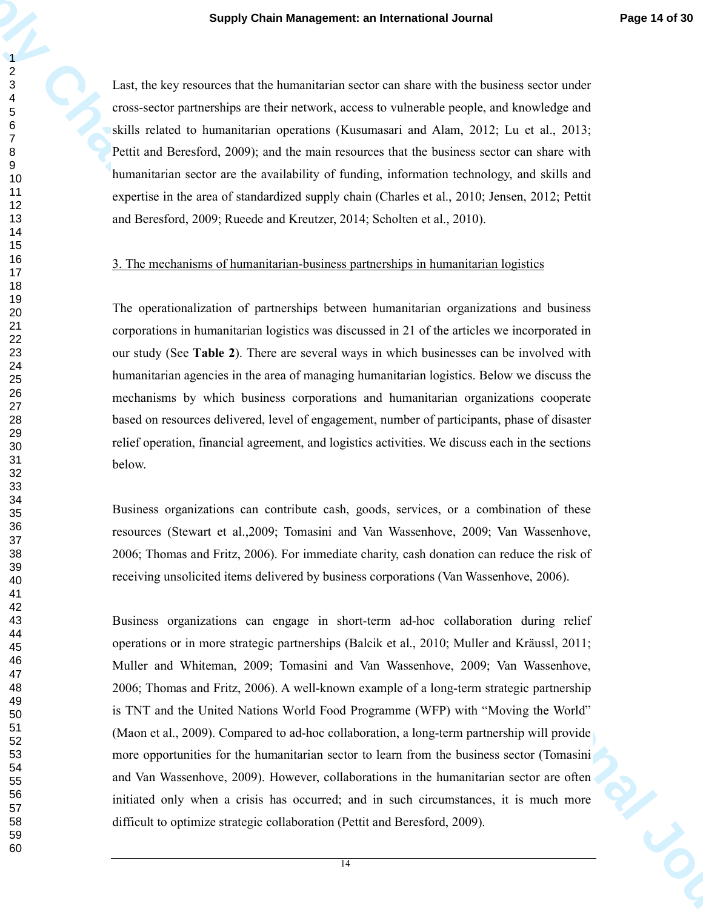Last, the key resources that the humanitarian sector can share with the business sector under cross-sector partnerships are their network, access to vulnerable people, and knowledge and skills related to humanitarian operations (Kusumasari and Alam, 2012; Lu et al., 2013; Pettit and Beresford, 2009); and the main resources that the business sector can share with humanitarian sector are the availability of funding, information technology, and skills and expertise in the area of standardized supply chain (Charles et al., 2010; Jensen, 2012; Pettit and Beresford, 2009; Rueede and Kreutzer, 2014; Scholten et al., 2010).

## 3. The mechanisms of humanitarian-business partnerships in humanitarian logistics

The operationalization of partnerships between humanitarian organizations and business corporations in humanitarian logistics was discussed in 21 of the articles we incorporated in our study (See **Table 2**). There are several ways in which businesses can be involved with humanitarian agencies in the area of managing humanitarian logistics. Below we discuss the mechanisms by which business corporations and humanitarian organizations cooperate based on resources delivered, level of engagement, number of participants, phase of disaster relief operation, financial agreement, and logistics activities. We discuss each in the sections below.

Business organizations can contribute cash, goods, services, or a combination of these resources (Stewart et al.,2009; Tomasini and Van Wassenhove, 2009; Van Wassenhove, 2006; Thomas and Fritz, 2006). For immediate charity, cash donation can reduce the risk of receiving unsolicited items delivered by business corporations (Van Wassenhove, 2006).

Business organizations can engage in short-term ad-hoc collaboration during relief operations or in more strategic partnerships (Balcik et al., 2010; Muller and Kräussl, 2011; Muller and Whiteman, 2009; Tomasini and Van Wassenhove, 2009; Van Wassenhove, 2006; Thomas and Fritz, 2006). A well-known example of a long-term strategic partnership is TNT and the United Nations World Food Programme (WFP) with "Moving the World" (Maon et al., 2009). Compared to ad-hoc collaboration, a long-term partnership will provide more opportunities for the humanitarian sector to learn from the business sector (Tomasini and Van Wassenhove, 2009). However, collaborations in the humanitarian sector are often initiated only when a crisis has occurred; and in such circumstances, it is much more difficult to optimize strategic collaboration (Pettit and Beresford, 2009).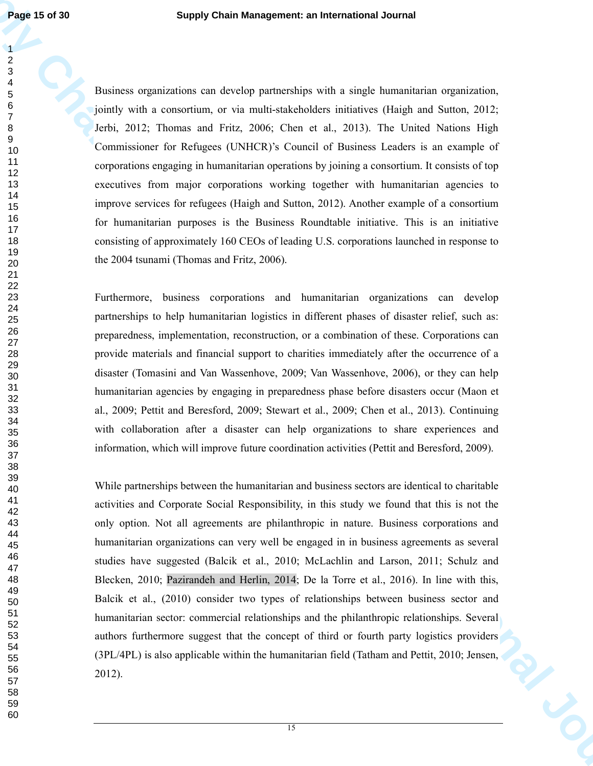Business organizations can develop partnerships with a single humanitarian organization, jointly with a consortium, or via multi-stakeholders initiatives (Haigh and Sutton, 2012; Jerbi, 2012; Thomas and Fritz, 2006; Chen et al., 2013). The United Nations High Commissioner for Refugees (UNHCR)'s Council of Business Leaders is an example of corporations engaging in humanitarian operations by joining a consortium. It consists of top executives from major corporations working together with humanitarian agencies to improve services for refugees (Haigh and Sutton, 2012). Another example of a consortium for humanitarian purposes is the Business Roundtable initiative. This is an initiative consisting of approximately 160 CEOs of leading U.S. corporations launched in response to the 2004 tsunami (Thomas and Fritz, 2006).

Furthermore, business corporations and humanitarian organizations can develop partnerships to help humanitarian logistics in different phases of disaster relief, such as: preparedness, implementation, reconstruction, or a combination of these. Corporations can provide materials and financial support to charities immediately after the occurrence of a disaster (Tomasini and Van Wassenhove, 2009; Van Wassenhove, 2006), or they can help humanitarian agencies by engaging in preparedness phase before disasters occur (Maon et al., 2009; Pettit and Beresford, 2009; Stewart et al., 2009; Chen et al., 2013). Continuing with collaboration after a disaster can help organizations to share experiences and information, which will improve future coordination activities (Pettit and Beresford, 2009).

While partnerships between the humanitarian and business sectors are identical to charitable activities and Corporate Social Responsibility, in this study we found that this is not the only option. Not all agreements are philanthropic in nature. Business corporations and humanitarian organizations can very well be engaged in in business agreements as several studies have suggested (Balcik et al., 2010; McLachlin and Larson, 2011; Schulz and Blecken, 2010; Pazirandeh and Herlin, 2014; De la Torre et al., 2016). In line with this, Balcik et al., (2010) consider two types of relationships between business sector and humanitarian sector: commercial relationships and the philanthropic relationships. Several authors furthermore suggest that the concept of third or fourth party logistics providers (3PL/4PL) is also applicable within the humanitarian field (Tatham and Pettit, 2010; Jensen, 2012).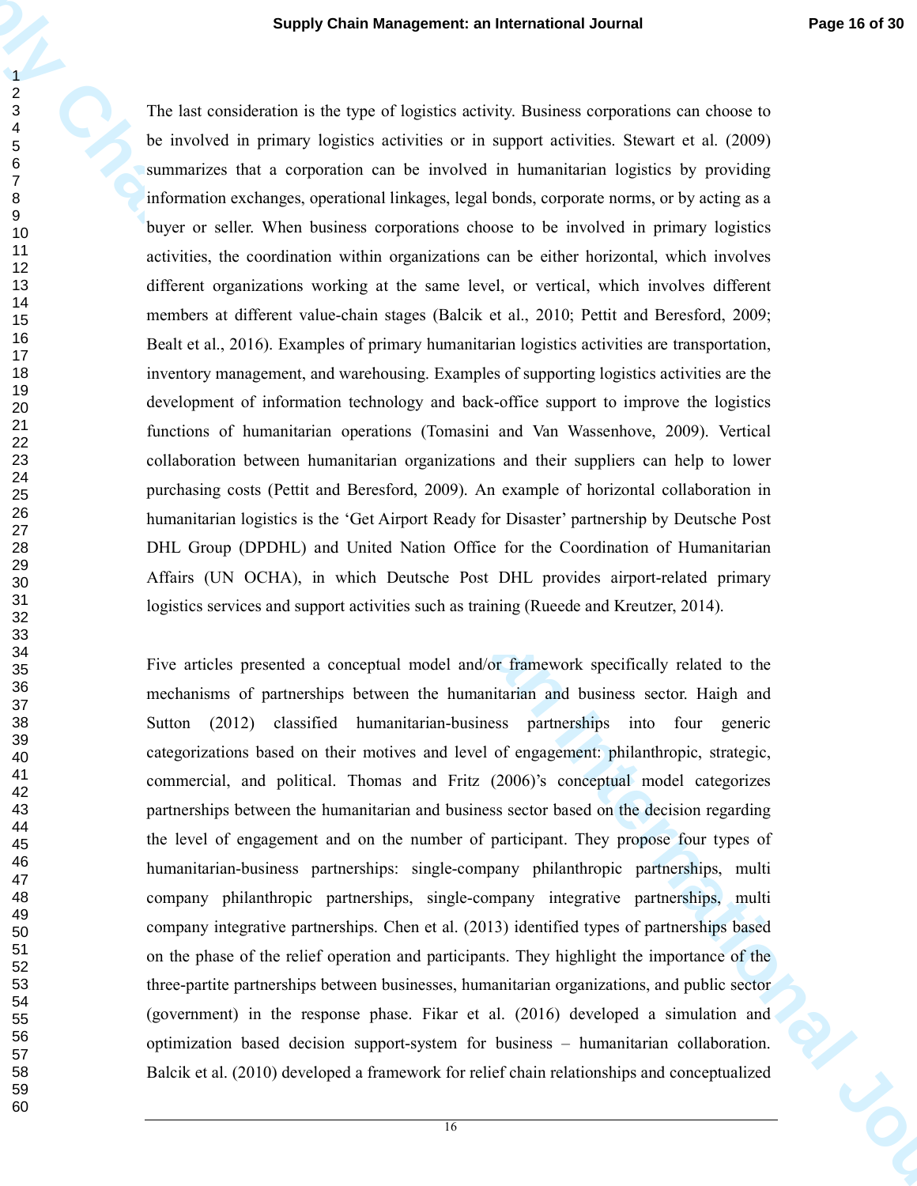The last consideration is the type of logistics activity. Business corporations can choose to be involved in primary logistics activities or in support activities. Stewart et al. (2009) summarizes that a corporation can be involved in humanitarian logistics by providing information exchanges, operational linkages, legal bonds, corporate norms, or by acting as a buyer or seller. When business corporations choose to be involved in primary logistics activities, the coordination within organizations can be either horizontal, which involves different organizations working at the same level, or vertical, which involves different members at different value-chain stages (Balcik et al., 2010; Pettit and Beresford, 2009; Bealt et al., 2016). Examples of primary humanitarian logistics activities are transportation, inventory management, and warehousing. Examples of supporting logistics activities are the development of information technology and back-office support to improve the logistics functions of humanitarian operations (Tomasini and Van Wassenhove, 2009). Vertical collaboration between humanitarian organizations and their suppliers can help to lower purchasing costs (Pettit and Beresford, 2009). An example of horizontal collaboration in humanitarian logistics is the 'Get Airport Ready for Disaster' partnership by Deutsche Post DHL Group (DPDHL) and United Nation Office for the Coordination of Humanitarian Affairs (UN OCHA), in which Deutsche Post DHL provides airport-related primary logistics services and support activities such as training (Rueede and Kreutzer, 2014).

Five articles presented a conceptual model and/or framework specifically related to the mechanisms of partnerships between the humanitarian and business sector. Haigh and Sutton (2012) classified humanitarian-business partnerships into four generic categorizations based on their motives and level of engagement: philanthropic, strategic, commercial, and political. Thomas and Fritz (2006)'s conceptual model categorizes partnerships between the humanitarian and business sector based on the decision regarding the level of engagement and on the number of participant. They propose four types of humanitarian-business partnerships: single-company philanthropic partnerships, multi company philanthropic partnerships, single-company integrative partnerships, multi company integrative partnerships. Chen et al. (2013) identified types of partnerships based on the phase of the relief operation and participants. They highlight the importance of the three-partite partnerships between businesses, humanitarian organizations, and public sector (government) in the response phase. Fikar et al. (2016) developed a simulation and optimization based decision support-system for business – humanitarian collaboration. Balcik et al. (2010) developed a framework for relief chain relationships and conceptualized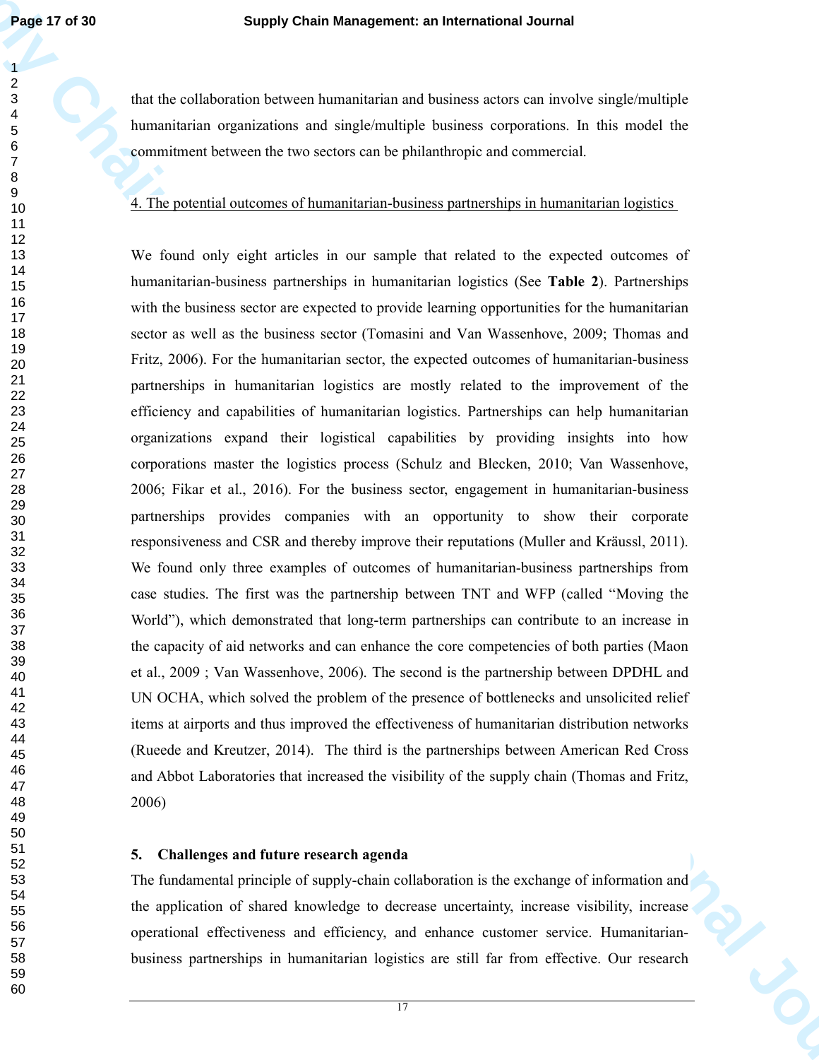that the collaboration between humanitarian and business actors can involve single/multiple humanitarian organizations and single/multiple business corporations. In this model the commitment between the two sectors can be philanthropic and commercial.

## 4. The potential outcomes of humanitarian-business partnerships in humanitarian logistics

We found only eight articles in our sample that related to the expected outcomes of humanitarian-business partnerships in humanitarian logistics (See **Table 2**). Partnerships with the business sector are expected to provide learning opportunities for the humanitarian sector as well as the business sector (Tomasini and Van Wassenhove, 2009; Thomas and Fritz, 2006). For the humanitarian sector, the expected outcomes of humanitarian-business partnerships in humanitarian logistics are mostly related to the improvement of the efficiency and capabilities of humanitarian logistics. Partnerships can help humanitarian organizations expand their logistical capabilities by providing insights into how corporations master the logistics process (Schulz and Blecken, 2010; Van Wassenhove, 2006; Fikar et al., 2016). For the business sector, engagement in humanitarian-business partnerships provides companies with an opportunity to show their corporate responsiveness and CSR and thereby improve their reputations (Muller and Kräussl, 2011). We found only three examples of outcomes of humanitarian-business partnerships from case studies. The first was the partnership between TNT and WFP (called "Moving the World"), which demonstrated that long-term partnerships can contribute to an increase in the capacity of aid networks and can enhance the core competencies of both parties (Maon et al., 2009 ; Van Wassenhove, 2006). The second is the partnership between DPDHL and UN OCHA, which solved the problem of the presence of bottlenecks and unsolicited relief items at airports and thus improved the effectiveness of humanitarian distribution networks (Rueede and Kreutzer, 2014). The third is the partnerships between American Red Cross and Abbot Laboratories that increased the visibility of the supply chain (Thomas and Fritz, 2006)

## 5. Challenges and future research agenda

The fundamental principle of supply-chain collaboration is the exchange of information and the application of shared knowledge to decrease uncertainty, increase visibility, increase operational effectiveness and efficiency, and enhance customer service. Humanitarian-business partnerships in humanitarian logistics are still far from effective. Our research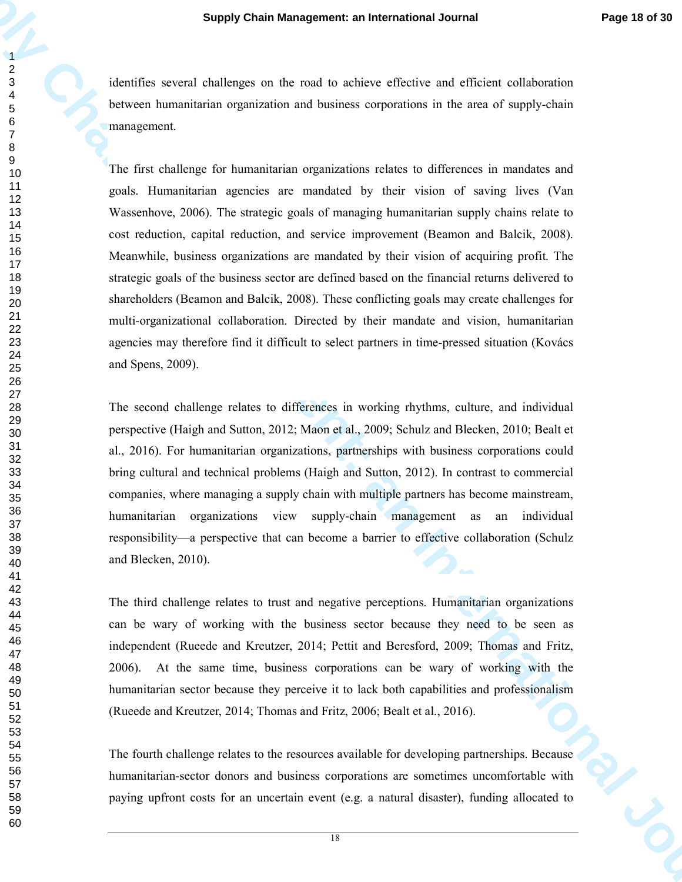identifies several challenges on the road to achieve effective and efficient collaboration between humanitarian organization and business corporations in the area of supply-chain management.

The first challenge for humanitarian organizations relates to differences in mandates and goals. Humanitarian agencies are mandated by their vision of saving lives (Van Wassenhove, 2006). The strategic goals of managing humanitarian supply chains relate to cost reduction, capital reduction, and service improvement (Beamon and Balcik, 2008). Meanwhile, business organizations are mandated by their vision of acquiring profit. The strategic goals of the business sector are defined based on the financial returns delivered to shareholders (Beamon and Balcik, 2008). These conflicting goals may create challenges for multi-organizational collaboration. Directed by their mandate and vision, humanitarian agencies may therefore find it difficult to select partners in time-pressed situation (Kovács and Spens, 2009).

The second challenge relates to differences in working rhythms, culture, and individual perspective (Haigh and Sutton, 2012; Maon et al., 2009; Schulz and Blecken, 2010; Bealt et al., 2016). For humanitarian organizations, partnerships with business corporations could bring cultural and technical problems (Haigh and Sutton, 2012). In contrast to commercial companies, where managing a supply chain with multiple partners has become mainstream, humanitarian organizations view supply-chain management as an individual responsibility—a perspective that can become a barrier to effective collaboration (Schulz and Blecken, 2010).

The third challenge relates to trust and negative perceptions. Humanitarian organizations can be wary of working with the business sector because they need to be seen as independent (Rueede and Kreutzer, 2014; Pettit and Beresford, 2009; Thomas and Fritz, 2006). At the same time, business corporations can be wary of working with the humanitarian sector because they perceive it to lack both capabilities and professionalism (Rueede and Kreutzer, 2014; Thomas and Fritz, 2006; Bealt et al., 2016).

The fourth challenge relates to the resources available for developing partnerships. Because humanitarian-sector donors and business corporations are sometimes uncomfortable with paying upfront costs for an uncertain event (e.g. a natural disaster), funding allocated to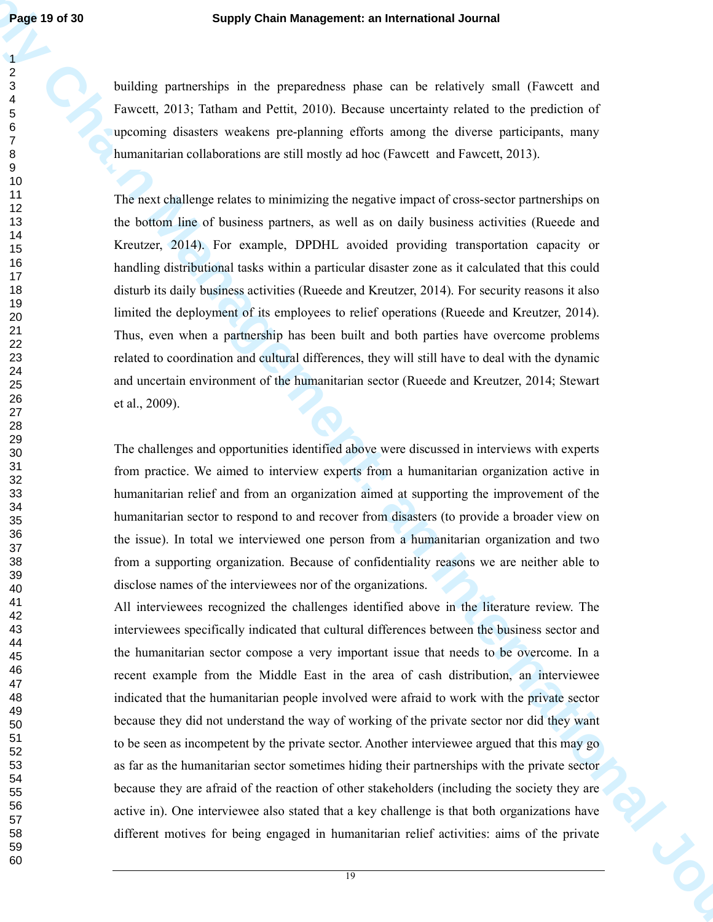building partnerships in the preparedness phase can be relatively small (Fawcett and Fawcett, 2013; Tatham and Pettit, 2010). Because uncertainty related to the prediction of upcoming disasters weakens pre-planning efforts among the diverse participants, many humanitarian collaborations are still mostly ad hoc (Fawcett  and Fawcett, 2013).

The next challenge relates to minimizing the negative impact of cross-sector partnerships on the bottom line of business partners, as well as on daily business activities (Rueede and Kreutzer, 2014). For example, DPDHL avoided providing transportation capacity or handling distributional tasks within a particular disaster zone as it calculated that this could disturb its daily business activities (Rueede and Kreutzer, 2014). For security reasons it also limited the deployment of its employees to relief operations (Rueede and Kreutzer, 2014). Thus, even when a partnership has been built and both parties have overcome problems related to coordination and cultural differences, they will still have to deal with the dynamic and uncertain environment of the humanitarian sector (Rueede and Kreutzer, 2014; Stewart et al., 2009).

The challenges and opportunities identified above were discussed in interviews with experts from practice. We aimed to interview experts from a humanitarian organization active in humanitarian relief and from an organization aimed at supporting the improvement of the humanitarian sector to respond to and recover from disasters (to provide a broader view on the issue). In total we interviewed one person from a humanitarian organization and two from a supporting organization. Because of confidentiality reasons we are neither able to disclose names of the interviewees nor of the organizations.

All interviewees recognized the challenges identified above in the literature review. The interviewees specifically indicated that cultural differences between the business sector and the humanitarian sector compose a very important issue that needs to be overcome. In a recent example from the Middle East in the area of cash distribution, an interviewee indicated that the humanitarian people involved were afraid to work with the private sector because they did not understand the way of working of the private sector nor did they want to be seen as incompetent by the private sector. Another interviewee argued that this may go as far as the humanitarian sector sometimes hiding their partnerships with the private sector because they are afraid of the reaction of other stakeholders (including the society they are active in). One interviewee also stated that a key challenge is that both organizations have different motives for being engaged in humanitarian relief activities: aims of the private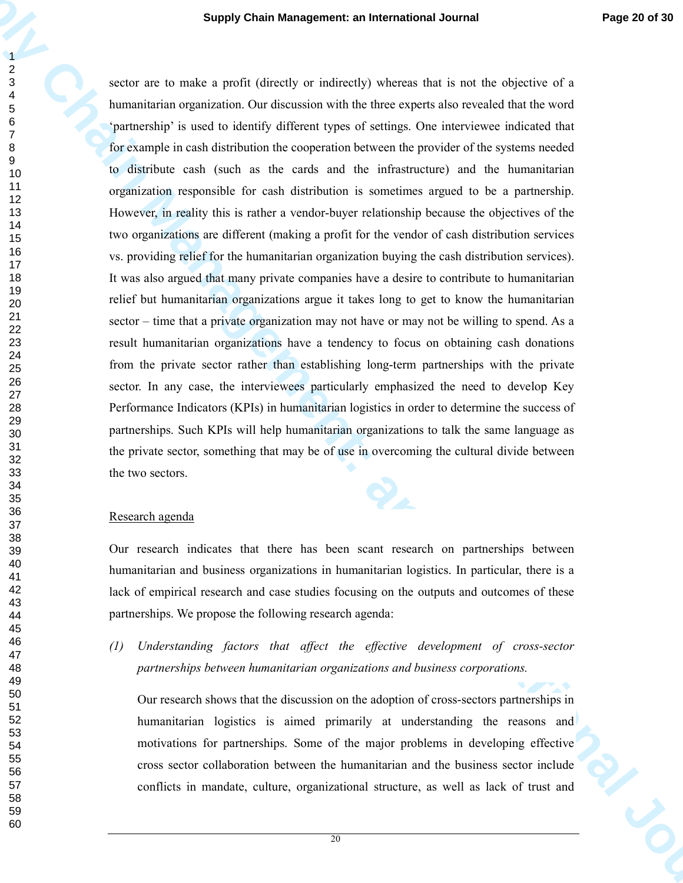sector are to make a profit (directly or indirectly) whereas that is not the objective of a humanitarian organization. Our discussion with the three experts also revealed that the word 'partnership' is used to identify different types of settings. One interviewee indicated that for example in cash distribution the cooperation between the provider of the systems needed to distribute cash (such as the cards and the infrastructure) and the humanitarian organization responsible for cash distribution is sometimes argued to be a partnership. However, in reality this is rather a vendor-buyer relationship because the objectives of the two organizations are different (making a profit for the vendor of cash distribution services vs. providing relief for the humanitarian organization buying the cash distribution services). It was also argued that many private companies have a desire to contribute to humanitarian relief but humanitarian organizations argue it takes long to get to know the humanitarian sector – time that a private organization may not have or may not be willing to spend. As a result humanitarian organizations have a tendency to focus on obtaining cash donations from the private sector rather than establishing long-term partnerships with the private sector. In any case, the interviewees particularly emphasized the need to develop Key Performance Indicators (KPIs) in humanitarian logistics in order to determine the success of partnerships. Such KPIs will help humanitarian organizations to talk the same language as the private sector, something that may be of use in overcoming the cultural divide between the two sectors.

## Research agenda

Our research indicates that there has been scant research on partnerships between humanitarian and business organizations in humanitarian logistics. In particular, there is a lack of empirical research and case studies focusing on the outputs and outcomes of these partnerships. We propose the following research agenda:

*(1) Understanding factors that affect the effective development of cross-sector partnerships between humanitarian organizations and business corporations.*

Our research shows that the discussion on the adoption of cross-sectors partnerships in humanitarian logistics is aimed primarily at understanding the reasons and motivations for partnerships. Some of the major problems in developing effective cross sector collaboration between the humanitarian and the business sector include conflicts in mandate, culture, organizational structure, as well as lack of trust and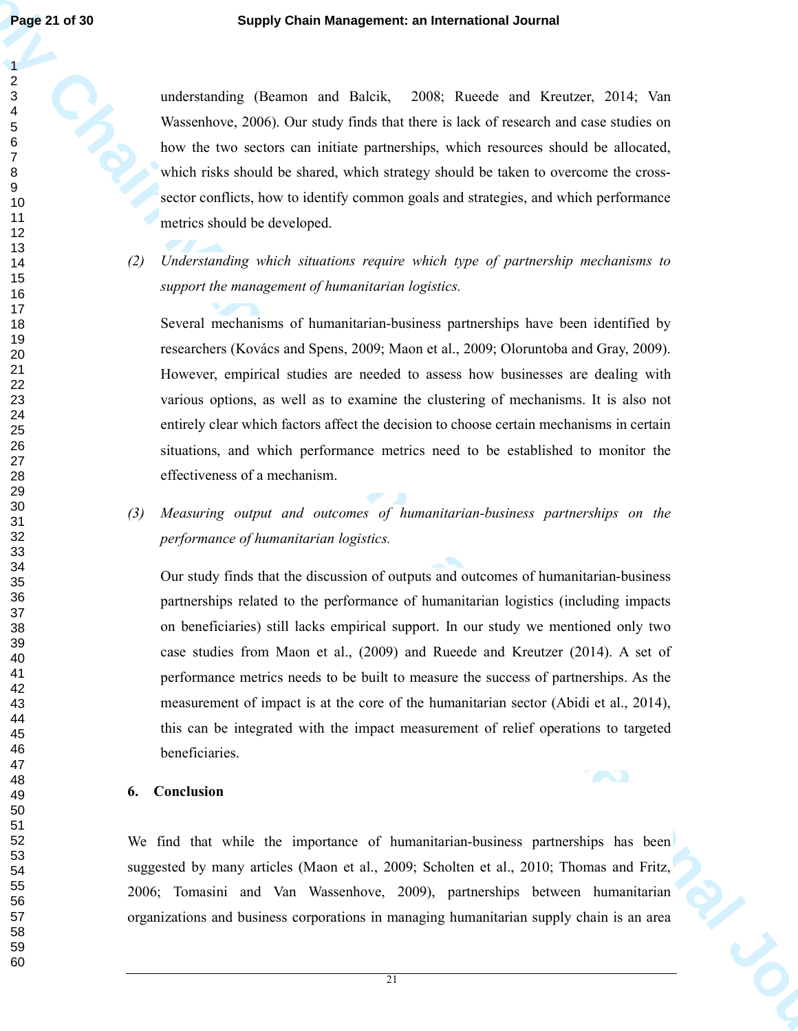understanding (Beamon and Balcik, 2008; Rueede and Kreutzer, 2014; Van Wassenhove, 2006). Our study finds that there is lack of research and case studies on how the two sectors can initiate partnerships, which resources should be allocated, which risks should be shared, which strategy should be taken to overcome the cross-sector conflicts, how to identify common goals and strategies, and which performance metrics should be developed.

(2) *Understanding which situations require which type of partnership mechanisms to support the management of humanitarian logistics.*

Several mechanisms of humanitarian-business partnerships have been identified by researchers (Kovács and Spens, 2009; Maon et al., 2009; Oloruntoba and Gray, 2009). However, empirical studies are needed to assess how businesses are dealing with various options, as well as to examine the clustering of mechanisms. It is also not entirely clear which factors affect the decision to choose certain mechanisms in certain situations, and which performance metrics need to be established to monitor the effectiveness of a mechanism.

(3) *Measuring output and outcomes of humanitarian-business partnerships on the performance of humanitarian logistics.*

Our study finds that the discussion of outputs and outcomes of humanitarian-business partnerships related to the performance of humanitarian logistics (including impacts on beneficiaries) still lacks empirical support. In our study we mentioned only two case studies from Maon et al., (2009) and Rueede and Kreutzer (2014). A set of performance metrics needs to be built to measure the success of partnerships. As the measurement of impact is at the core of the humanitarian sector (Abidi et al., 2014), this can be integrated with the impact measurement of relief operations to targeted beneficiaries.

## 6. Conclusion

We find that while the importance of humanitarian-business partnerships has been suggested by many articles (Maon et al., 2009; Scholten et al., 2010; Thomas and Fritz, 2006; Tomasini and Van Wassenhove, 2009), partnerships between humanitarian organizations and business corporations in managing humanitarian supply chain is an area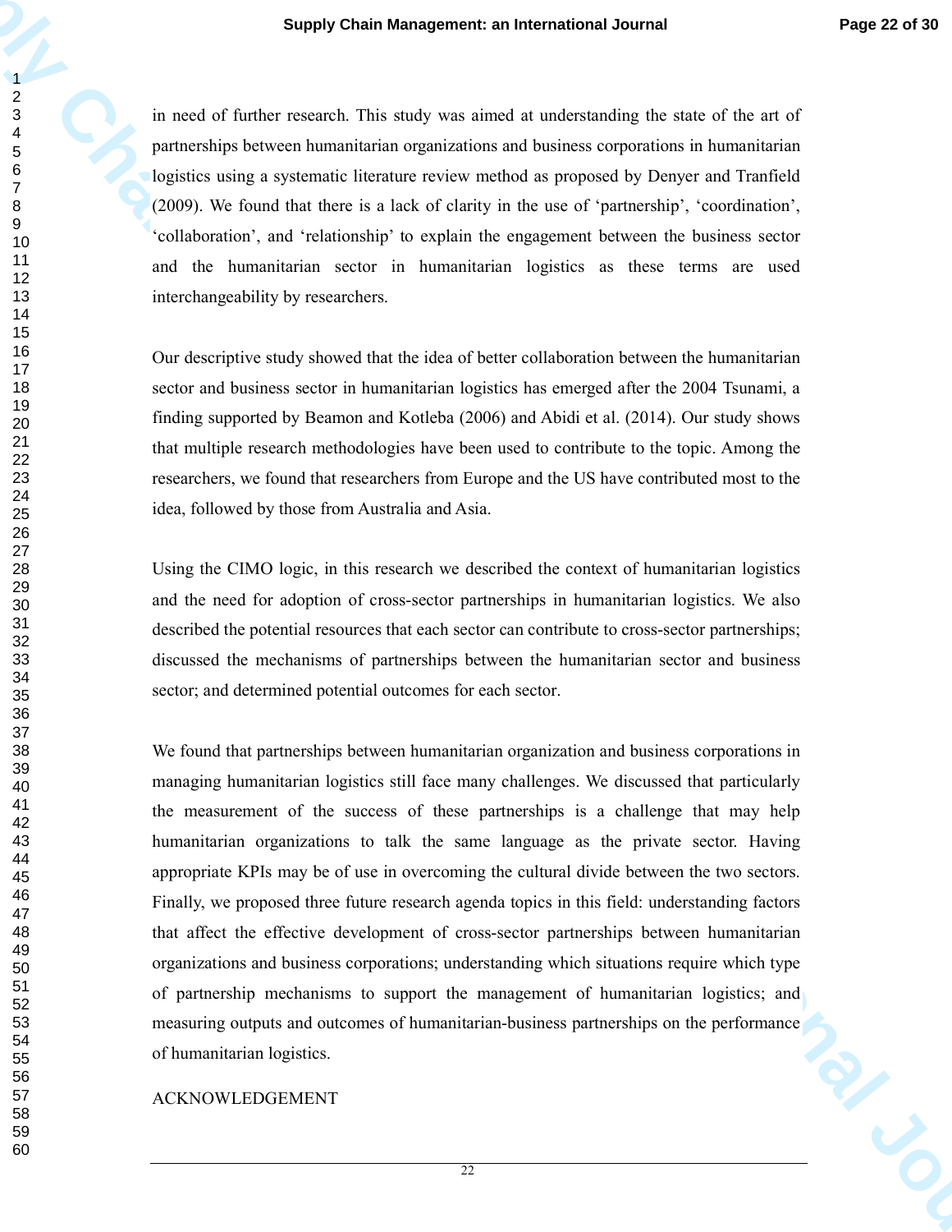in need of further research. This study was aimed at understanding the state of the art of partnerships between humanitarian organizations and business corporations in humanitarian logistics using a systematic literature review method as proposed by Denyer and Tranfield (2009). We found that there is a lack of clarity in the use of 'partnership', 'coordination', 'collaboration', and 'relationship' to explain the engagement between the business sector and the humanitarian sector in humanitarian logistics as these terms are used interchangeability by researchers.

Our descriptive study showed that the idea of better collaboration between the humanitarian sector and business sector in humanitarian logistics has emerged after the 2004 Tsunami, a finding supported by Beamon and Kotleba (2006) and Abidi et al. (2014). Our study shows that multiple research methodologies have been used to contribute to the topic. Among the researchers, we found that researchers from Europe and the US have contributed most to the idea, followed by those from Australia and Asia.

Using the CIMO logic, in this research we described the context of humanitarian logistics and the need for adoption of cross-sector partnerships in humanitarian logistics. We also described the potential resources that each sector can contribute to cross-sector partnerships; discussed the mechanisms of partnerships between the humanitarian sector and business sector; and determined potential outcomes for each sector.

We found that partnerships between humanitarian organization and business corporations in managing humanitarian logistics still face many challenges. We discussed that particularly the measurement of the success of these partnerships is a challenge that may help humanitarian organizations to talk the same language as the private sector. Having appropriate KPIs may be of use in overcoming the cultural divide between the two sectors. Finally, we proposed three future research agenda topics in this field: understanding factors that affect the effective development of cross-sector partnerships between humanitarian organizations and business corporations; understanding which situations require which type of partnership mechanisms to support the management of humanitarian logistics; and measuring outputs and outcomes of humanitarian-business partnerships on the performance of humanitarian logistics.

ACKNOWLEDGEMENT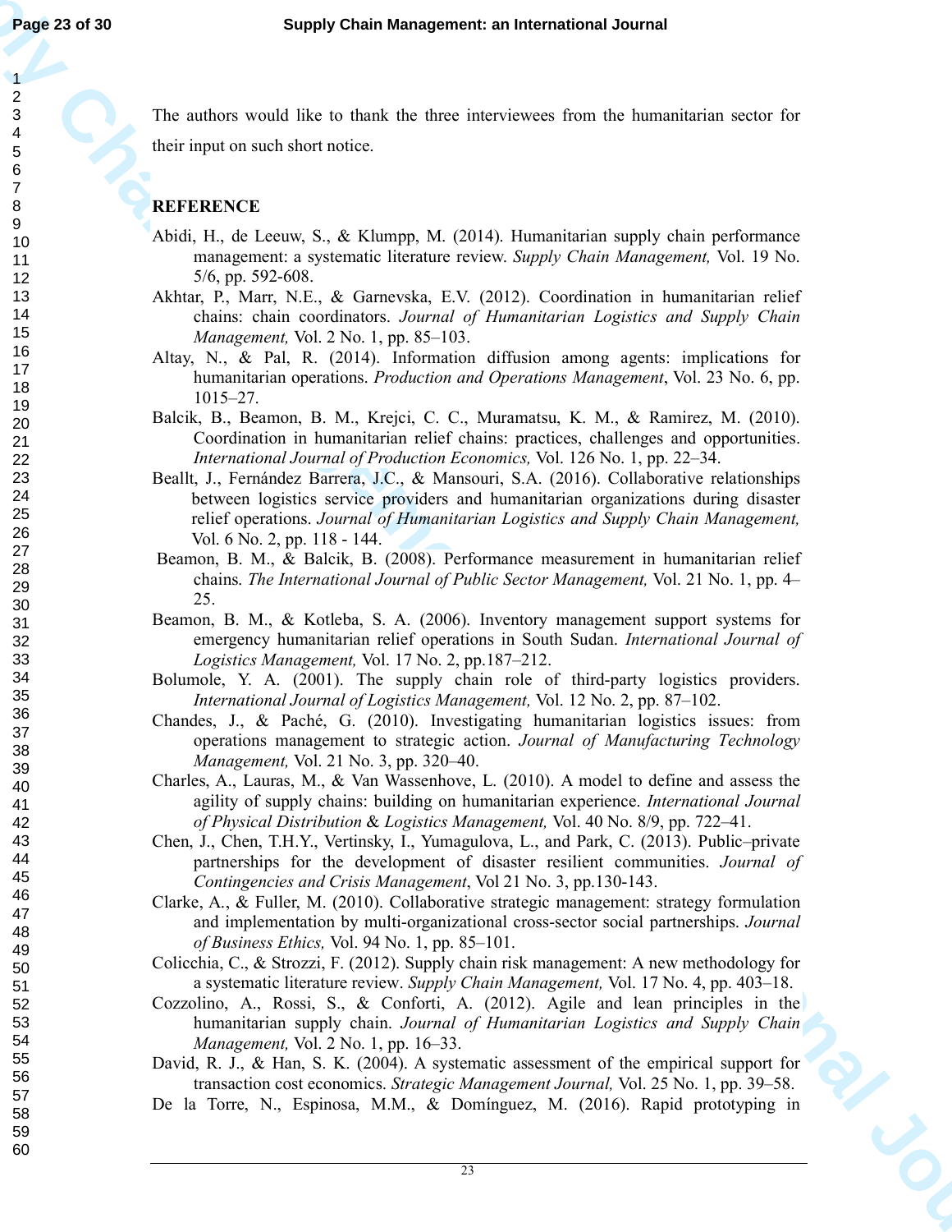The authors would like to thank the three interviewees from the humanitarian sector for their input on such short notice.

## REFERENCE

Abidi, H., de Leeuw, S., & Klumpp, M. (2014). Humanitarian supply chain performance management: a systematic literature review. *Supply Chain Management,* Vol. 19 No. 5/6, pp. 592-608.

Akhtar, P., Marr, N.E., & Garnevska, E.V. (2012). Coordination in humanitarian relief chains: chain coordinators. *Journal of Humanitarian Logistics and Supply Chain Management,* Vol. 2 No. 1, pp. 85–103.

Altay, N., & Pal, R. (2014). Information diffusion among agents: implications for humanitarian operations. *Production and Operations Management*, Vol. 23 No. 6, pp. 1015–27.

Balcik, B., Beamon, B. M., Krejci, C. C., Muramatsu, K. M., & Ramirez, M. (2010). Coordination in humanitarian relief chains: practices, challenges and opportunities. *International Journal of Production Economics,* Vol. 126 No. 1, pp. 22–34.

Beallt, J., Fernández Barrera, J.C., & Mansouri, S.A. (2016). Collaborative relationships between logistics service providers and humanitarian organizations during disaster relief operations. *Journal of Humanitarian Logistics and Supply Chain Management,* Vol. 6 No. 2, pp. 118 - 144.

Beamon, B. M., & Balcik, B. (2008). Performance measurement in humanitarian relief chains. *The International Journal of Public Sector Management,* Vol. 21 No. 1, pp. 4–25.

Beamon, B. M., & Kotleba, S. A. (2006). Inventory management support systems for emergency humanitarian relief operations in South Sudan. *International Journal of Logistics Management,* Vol. 17 No. 2, pp.187–212.

Bolumole, Y. A. (2001). The supply chain role of third-party logistics providers. *International Journal of Logistics Management,* Vol. 12 No. 2, pp. 87–102.

Chandes, J., & Paché, G. (2010). Investigating humanitarian logistics issues: from operations management to strategic action. *Journal of Manufacturing Technology Management,* Vol. 21 No. 3, pp. 320–40.

Charles, A., Lauras, M., & Van Wassenhove, L. (2010). A model to define and assess the agility of supply chains: building on humanitarian experience. *International Journal of Physical Distribution & Logistics Management,* Vol. 40 No. 8/9, pp. 722–41.

Chen, J., Chen, T.H.Y., Vertinsky, I., Yumagulova, L., and Park, C. (2013). Public–private partnerships for the development of disaster resilient communities. *Journal of Contingencies and Crisis Management*, Vol 21 No. 3, pp.130-143.

Clarke, A., & Fuller, M. (2010). Collaborative strategic management: strategy formulation and implementation by multi-organizational cross-sector social partnerships. *Journal of Business Ethics,* Vol. 94 No. 1, pp. 85–101.

Colicchia, C., & Strozzi, F. (2012). Supply chain risk management: A new methodology for a systematic literature review. *Supply Chain Management,* Vol. 17 No. 4, pp. 403–18.

Cozzolino, A., Rossi, S., & Conforti, A. (2012). Agile and lean principles in the humanitarian supply chain. *Journal of Humanitarian Logistics and Supply Chain Management,* Vol. 2 No. 1, pp. 16–33.

David, R. J., & Han, S. K. (2004). A systematic assessment of the empirical support for transaction cost economics. *Strategic Management Journal,* Vol. 25 No. 1, pp. 39–58.

De la Torre, N., Espinosa, M.M., & Domínguez, M. (2016). Rapid prototyping in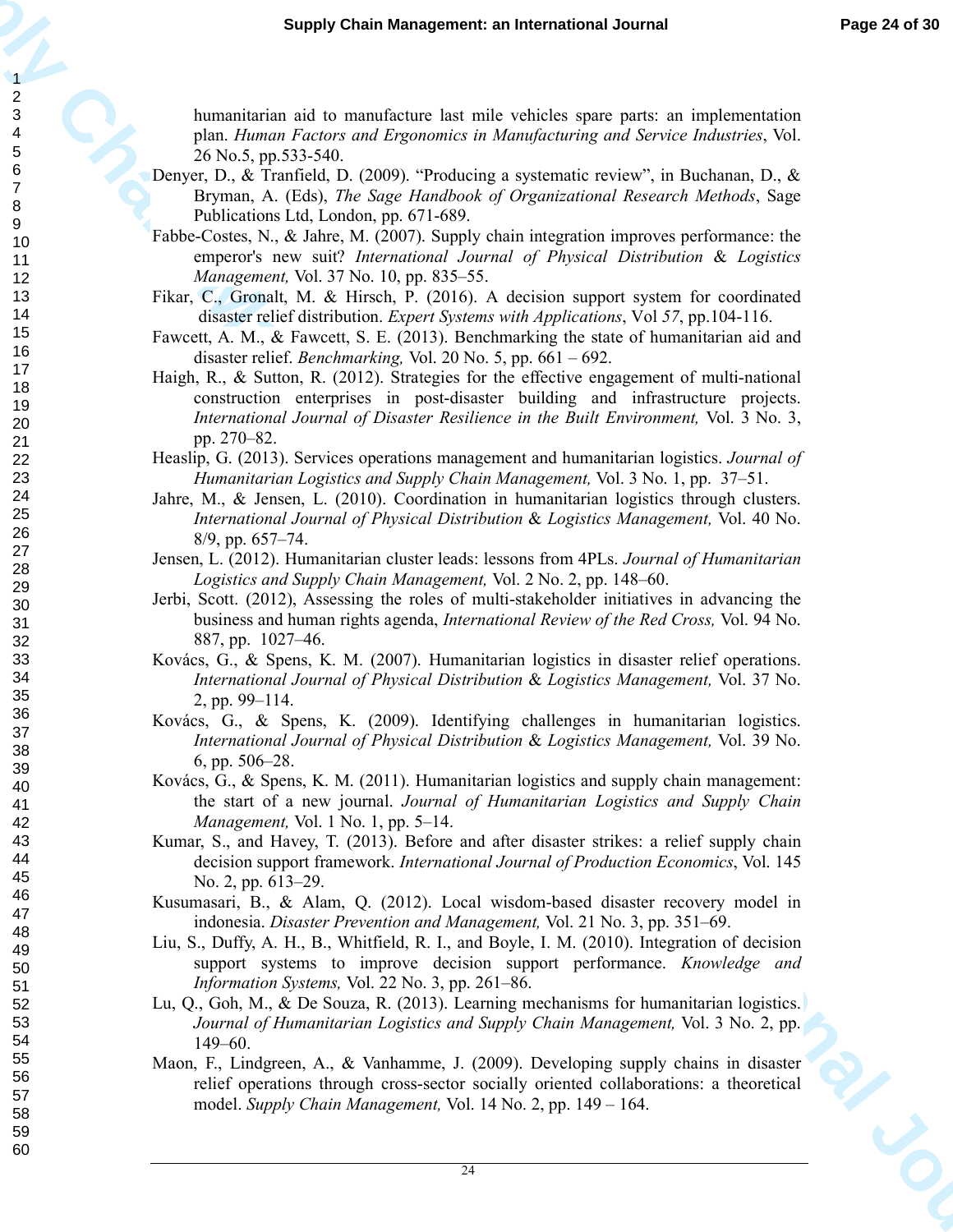humanitarian aid to manufacture last mile vehicles spare parts: an implementation plan. *Human Factors and Ergonomics in Manufacturing and Service Industries*, Vol. 26 No.5, pp.533-540.

Denyer, D., & Tranfield, D. (2009). "Producing a systematic review", in Buchanan, D., & Bryman, A. (Eds), *The Sage Handbook of Organizational Research Methods*, Sage Publications Ltd, London, pp. 671-689.

Fabbe-Costes, N., & Jahre, M. (2007). Supply chain integration improves performance: the emperor's new suit? *International Journal of Physical Distribution & Logistics Management,* Vol. 37 No. 10, pp. 835–55.

Fikar, C., Gronalt, M. & Hirsch, P. (2016). A decision support system for coordinated disaster relief distribution. *Expert Systems with Applications*, Vol *57*, pp.104-116.

Fawcett, A. M., & Fawcett, S. E. (2013). Benchmarking the state of humanitarian aid and disaster relief. *Benchmarking,* Vol. 20 No. 5, pp. 661 – 692.

Haigh, R., & Sutton, R. (2012). Strategies for the effective engagement of multi-national construction enterprises in post-disaster building and infrastructure projects. *International Journal of Disaster Resilience in the Built Environment,* Vol. 3 No. 3, pp. 270–82.

Heaslip, G. (2013). Services operations management and humanitarian logistics. *Journal of Humanitarian Logistics and Supply Chain Management,* Vol. 3 No. 1, pp. 37–51.

Jahre, M., & Jensen, L. (2010). Coordination in humanitarian logistics through clusters. *International Journal of Physical Distribution & Logistics Management,* Vol. 40 No. 8/9, pp. 657–74.

Jensen, L. (2012). Humanitarian cluster leads: lessons from 4PLs. *Journal of Humanitarian Logistics and Supply Chain Management,* Vol. 2 No. 2, pp. 148–60.

Jerbi, Scott. (2012), Assessing the roles of multi-stakeholder initiatives in advancing the business and human rights agenda, *International Review of the Red Cross,* Vol. 94 No. 887, pp. 1027–46.

Kovács, G., & Spens, K. M. (2007). Humanitarian logistics in disaster relief operations. *International Journal of Physical Distribution & Logistics Management,* Vol. 37 No. 2, pp. 99–114.

Kovács, G., & Spens, K. (2009). Identifying challenges in humanitarian logistics. *International Journal of Physical Distribution & Logistics Management,* Vol. 39 No. 6, pp. 506–28.

Kovács, G., & Spens, K. M. (2011). Humanitarian logistics and supply chain management: the start of a new journal. *Journal of Humanitarian Logistics and Supply Chain Management,* Vol. 1 No. 1, pp. 5–14.

Kumar, S., and Havey, T. (2013). Before and after disaster strikes: a relief supply chain decision support framework. *International Journal of Production Economics*, Vol. 145 No. 2, pp. 613–29.

Kusumasari, B., & Alam, Q. (2012). Local wisdom-based disaster recovery model in indonesia. *Disaster Prevention and Management,* Vol. 21 No. 3, pp. 351–69.

Liu, S., Duffy, A. H., B., Whitfield, R. I., and Boyle, I. M. (2010). Integration of decision support systems to improve decision support performance. *Knowledge and Information Systems,* Vol. 22 No. 3, pp. 261–86.

Lu, Q., Goh, M., & De Souza, R. (2013). Learning mechanisms for humanitarian logistics. *Journal of Humanitarian Logistics and Supply Chain Management,* Vol. 3 No. 2, pp. 149–60.

Maon, F., Lindgreen, A., & Vanhamme, J. (2009). Developing supply chains in disaster relief operations through cross-sector socially oriented collaborations: a theoretical model. *Supply Chain Management,* Vol. 14 No. 2, pp. 149 – 164.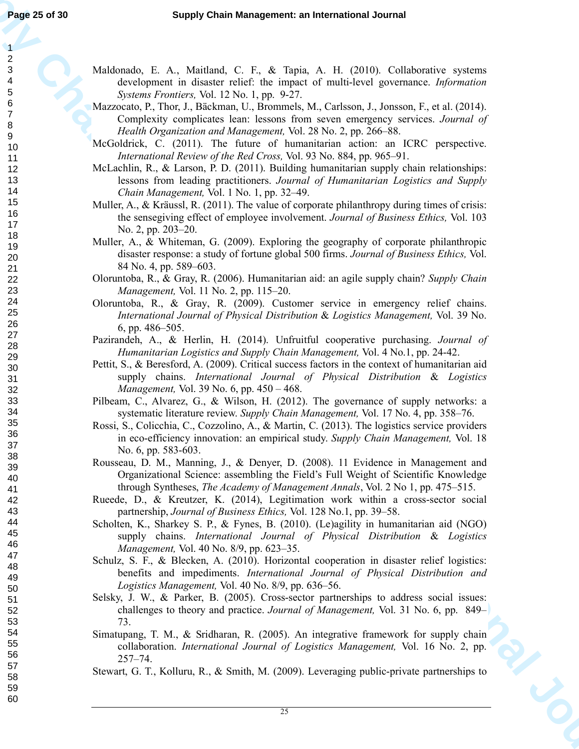Maldonado, E. A., Maitland, C. F., & Tapia, A. H. (2010). Collaborative systems development in disaster relief: the impact of multi-level governance. *Information Systems Frontiers,* Vol. 12 No. 1, pp. 9-27.

Mazzocato, P., Thor, J., Bäckman, U., Brommels, M., Carlsson, J., Jonsson, F., et al. (2014). Complexity complicates lean: lessons from seven emergency services. *Journal of Health Organization and Management,* Vol. 28 No. 2, pp. 266–88.

McGoldrick, C. (2011). The future of humanitarian action: an ICRC perspective. *International Review of the Red Cross,* Vol. 93 No. 884, pp. 965–91.

McLachlin, R., & Larson, P. D. (2011). Building humanitarian supply chain relationships: lessons from leading practitioners. *Journal of Humanitarian Logistics and Supply Chain Management,* Vol. 1 No. 1, pp. 32–49.

Muller, A., & Kräussl, R. (2011). The value of corporate philanthropy during times of crisis: the sensegiving effect of employee involvement. *Journal of Business Ethics,* Vol. 103 No. 2, pp. 203–20.

Muller, A., & Whiteman, G. (2009). Exploring the geography of corporate philanthropic disaster response: a study of fortune global 500 firms. *Journal of Business Ethics,* Vol. 84 No. 4, pp. 589–603.

Oloruntoba, R., & Gray, R. (2006). Humanitarian aid: an agile supply chain? *Supply Chain Management,* Vol. 11 No. 2, pp. 115–20.

Oloruntoba, R., & Gray, R. (2009). Customer service in emergency relief chains. *International Journal of Physical Distribution & Logistics Management,* Vol. 39 No. 6, pp. 486–505.

Pazirandeh, A., & Herlin, H. (2014). Unfruitful cooperative purchasing. *Journal of Humanitarian Logistics and Supply Chain Management,* Vol. 4 No.1, pp. 24-42.

Pettit, S., & Beresford, A. (2009). Critical success factors in the context of humanitarian aid supply chains. *International Journal of Physical Distribution & Logistics Management,* Vol. 39 No. 6, pp. 450 – 468.

Pilbeam, C., Alvarez, G., & Wilson, H. (2012). The governance of supply networks: a systematic literature review. *Supply Chain Management,* Vol. 17 No. 4, pp. 358–76.

Rossi, S., Colicchia, C., Cozzolino, A., & Martin, C. (2013). The logistics service providers in eco-efficiency innovation: an empirical study. *Supply Chain Management,* Vol. 18 No. 6, pp. 583-603.

Rousseau, D. M., Manning, J., & Denyer, D. (2008). 11 Evidence in Management and Organizational Science: assembling the Field's Full Weight of Scientific Knowledge through Syntheses, *The Academy of Management Annals*, Vol. 2 No 1, pp. 475–515.

Rueede, D., & Kreutzer, K. (2014), Legitimation work within a cross-sector social partnership, *Journal of Business Ethics,* Vol. 128 No.1, pp. 39–58.

Scholten, K., Sharkey S. P., & Fynes, B. (2010). (Le)agility in humanitarian aid (NGO) supply chains. *International Journal of Physical Distribution & Logistics Management,* Vol. 40 No. 8/9, pp. 623–35.

Schulz, S. F., & Blecken, A. (2010). Horizontal cooperation in disaster relief logistics: benefits and impediments. *International Journal of Physical Distribution and Logistics Management,* Vol. 40 No. 8/9, pp. 636–56.

Selsky, J. W., & Parker, B. (2005). Cross-sector partnerships to address social issues: challenges to theory and practice. *Journal of Management,* Vol. 31 No. 6, pp. 849–73.

Simatupang, T. M., & Sridharan, R. (2005). An integrative framework for supply chain collaboration. *International Journal of Logistics Management,* Vol. 16 No. 2, pp. 257–74.

Stewart, G. T., Kolluru, R., & Smith, M. (2009). Leveraging public-private partnerships to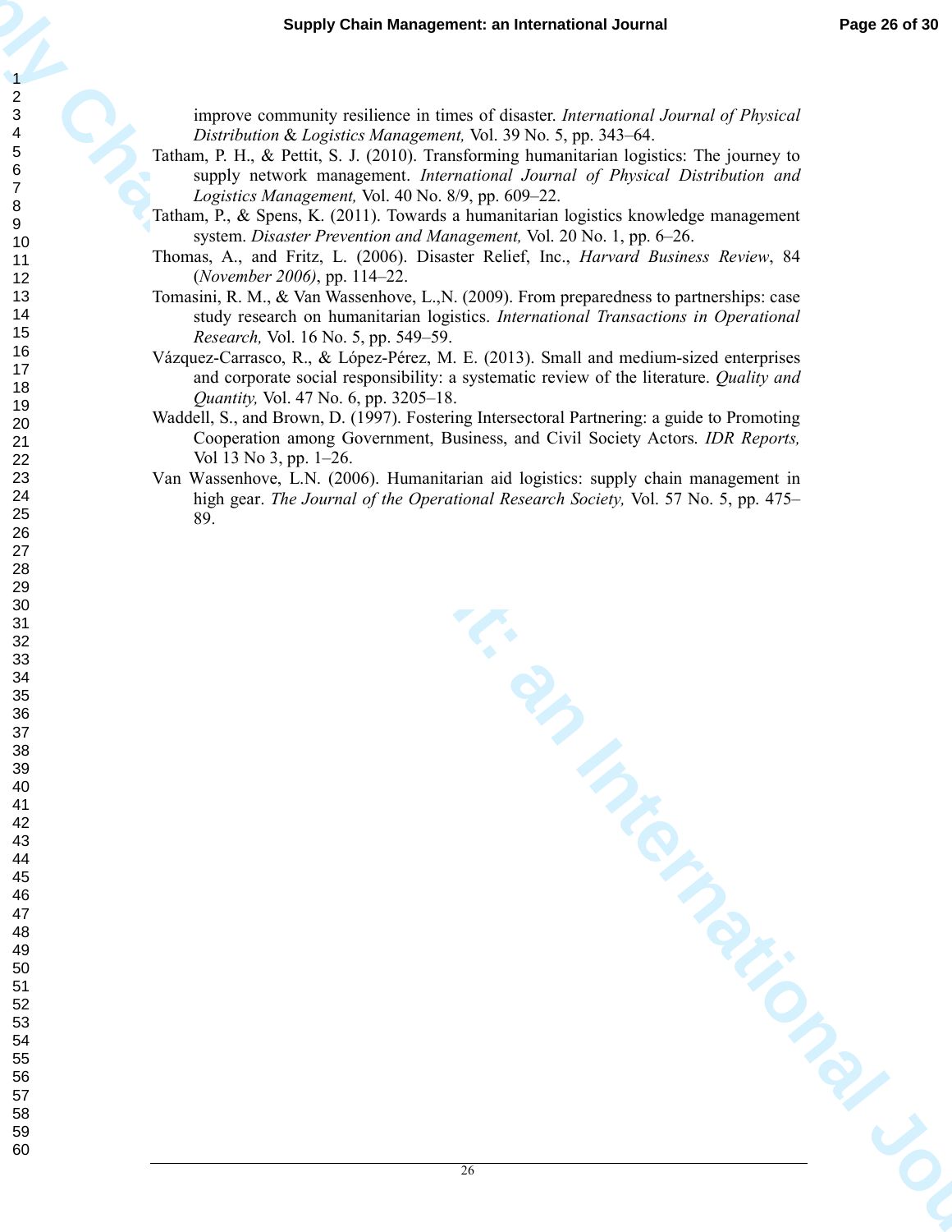improve community resilience in times of disaster. *International Journal of Physical Distribution & Logistics Management,* Vol. 39 No. 5, pp. 343–64.

Tatham, P. H., & Pettit, S. J. (2010). Transforming humanitarian logistics: The journey to supply network management. *International Journal of Physical Distribution and Logistics Management,* Vol. 40 No. 8/9, pp. 609–22.

Tatham, P., & Spens, K. (2011). Towards a humanitarian logistics knowledge management system. *Disaster Prevention and Management,* Vol. 20 No. 1, pp. 6–26.

Thomas, A., and Fritz, L. (2006). Disaster Relief, Inc., *Harvard Business Review*, 84 (*November 2006)*, pp. 114–22.

Tomasini, R. M., & Van Wassenhove, L.,N. (2009). From preparedness to partnerships: case study research on humanitarian logistics. *International Transactions in Operational Research,* Vol. 16 No. 5, pp. 549–59.

Vázquez-Carrasco, R., & López-Pérez, M. E. (2013). Small and medium-sized enterprises and corporate social responsibility: a systematic review of the literature. *Quality and Quantity,* Vol. 47 No. 6, pp. 3205–18.

Waddell, S., and Brown, D. (1997). Fostering Intersectoral Partnering: a guide to Promoting Cooperation among Government, Business, and Civil Society Actors. *IDR Reports,* Vol 13 No 3, pp. 1–26.

Van Wassenhove, L.N. (2006). Humanitarian aid logistics: supply chain management in high gear. *The Journal of the Operational Research Society,* Vol. 57 No. 5, pp. 475–89.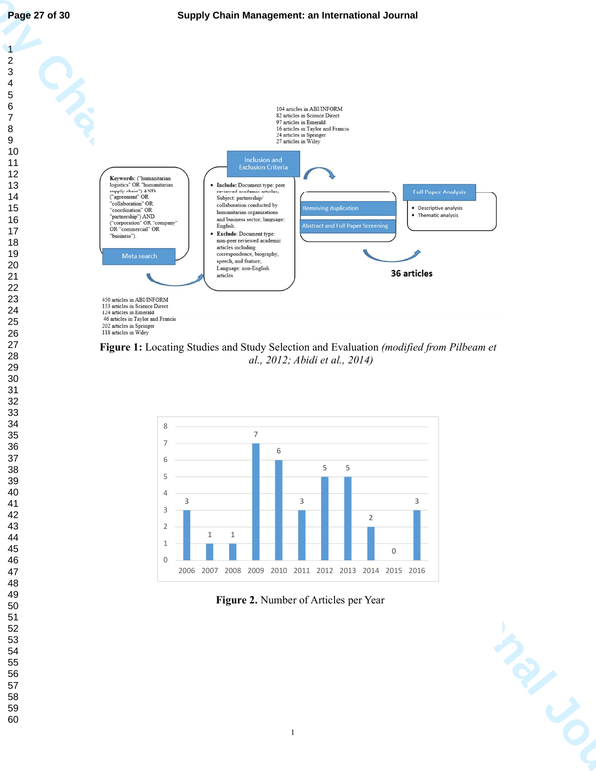104 articles in ABI/INFORM
82 articles in Science Direct
97 articles in Emerald
16 articles in Taylor and Francis
24 articles in Springer
27 articles in Wiley

**Keywords**: ("humanitarian logistics" OR "humanitarian supply chain") AND ("agreement" OR "collaboration" OR "coordination" OR "partnership") AND ("corporation" OR "company" OR "commercial" OR "business").

Meta search

Inclusion and Exclusion Criteria

- **Include:** Document type: peer reviewed academic articles; Subject: partnership/ collaboration conducted by humanitarian organizations and business sector; language: English.
- **Exclude**: Document type: non-peer reviewed academic articles including correspondence, biography, speech, and feature; Language: non-English articles

Removing duplication

Abstract and Full Paper Screening

Full Paper Analysis

- Descriptive analysis
- Thematic analysis

**36 articles**

450 articles in ABI/INFORM
153 articles in Science Direct
124 articles in Emerald
46 articles in Taylor and Francis
202 articles in Springer
118 articles in Wiley

**Figure 1:** Locating Studies and Study Selection and Evaluation *(modified from Pilbeam et al., 2012; Abidi et al., 2014)*

| Year | 2006 | 2007 | 2008 | 2009 | 2010 | 2011 | 2012 | 2013 | 2014 | 2015 | 2016 |
|---|---|---|---|---|---|---|---|---|---|---|---|
| Number of articles | 3 | 1 | 1 | 7 | 6 | 3 | 5 | 5 | 2 | 0 | 3 |

**Figure 2.** Number of Articles per Year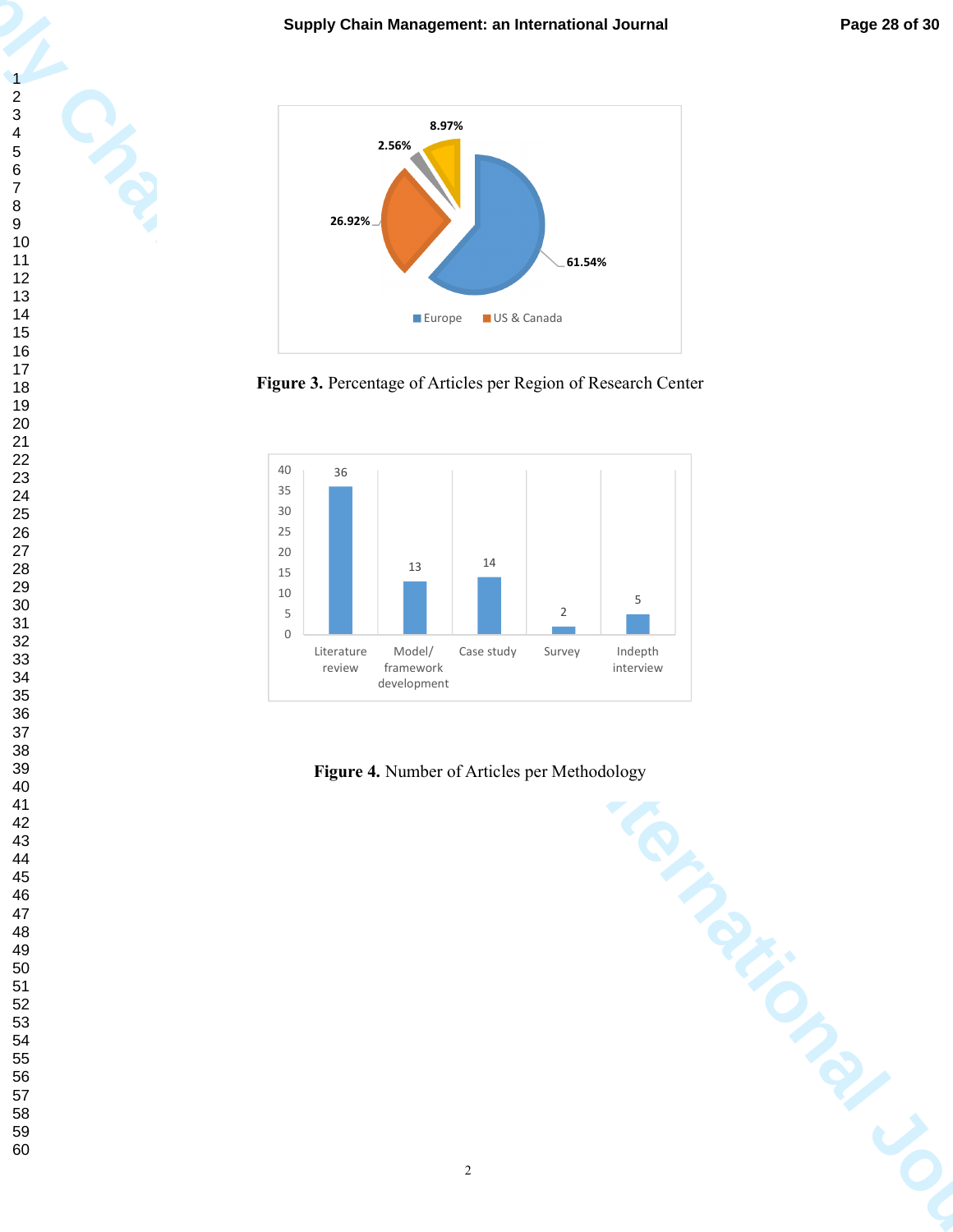Figure 3. Percentage of Articles per Region of Research Center

Figure 4. Number of Articles per Methodology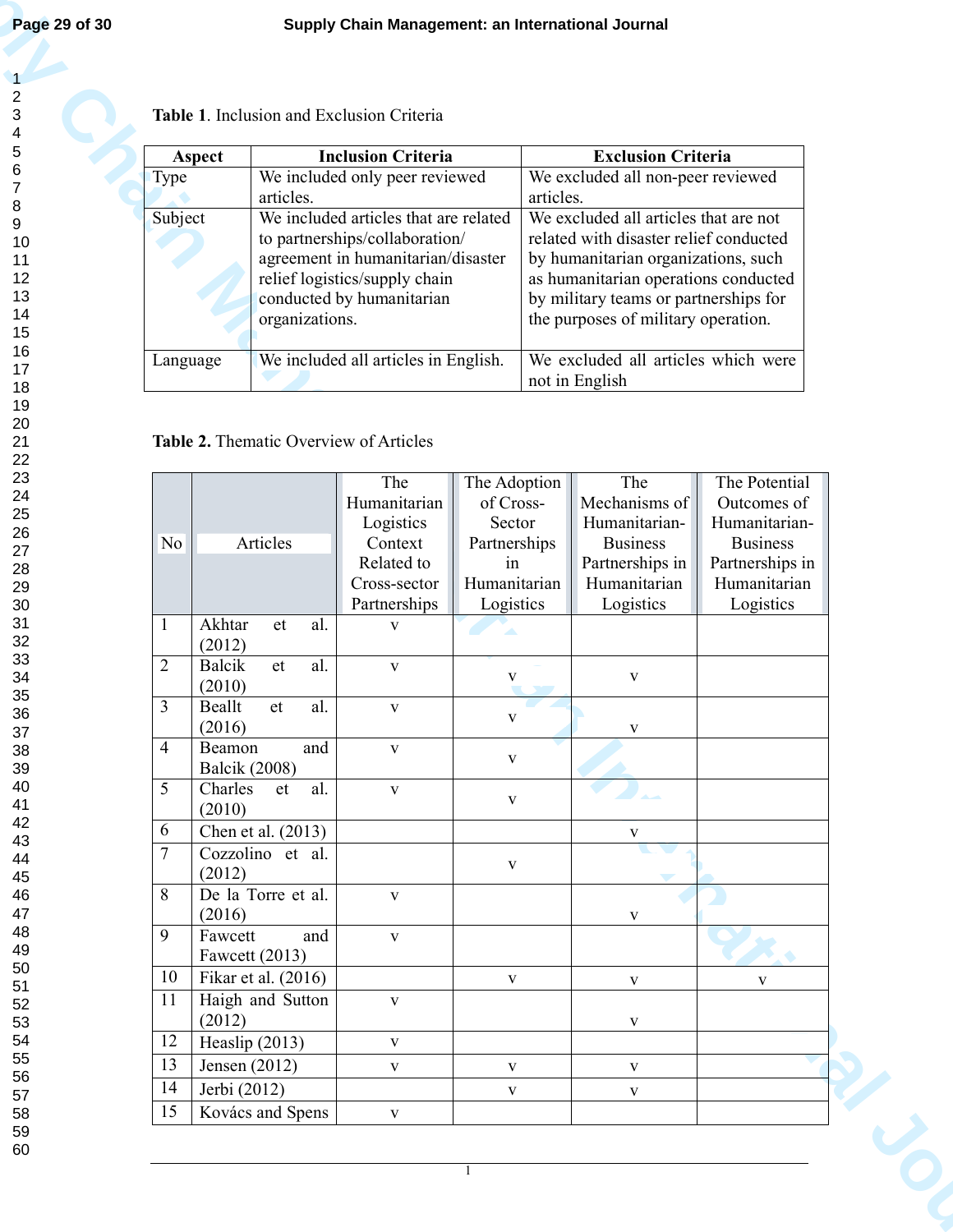**Table 1**. Inclusion and Exclusion Criteria

| Aspect | Inclusion Criteria | Exclusion Criteria |
|---|---|---|
| Type | We included only peer reviewed articles. | We excluded all non-peer reviewed articles. |
| Subject | We included articles that are related to partnerships/collaboration/ agreement in humanitarian/disaster relief logistics/supply chain conducted by humanitarian organizations. | We excluded all articles that are not related with disaster relief conducted by humanitarian organizations, such as humanitarian operations conducted by military teams or partnerships for the purposes of military operation. |
| Language | We included all articles in English. | We excluded all articles which were not in English |

**Table 2.** Thematic Overview of Articles

| No | Articles | The Humanitarian Logistics Context Related to Cross-sector Partnerships | The Adoption of Cross-Sector Partnerships in Humanitarian Logistics | The Mechanisms of Humanitarian-Business Partnerships in Humanitarian Logistics | The Potential Outcomes of Humanitarian-Business Partnerships in Humanitarian Logistics |
|---|---|---|---|---|---|
| 1 | Akhtar et al. (2012) | v | | | |
| 2 | Balcik et al. (2010) | v | v | v | |
| 3 | Beallt et al. (2016) | v | v | v | |
| 4 | Beamon and Balcik (2008) | v | v | | |
| 5 | Charles et al. (2010) | v | v | | |
| 6 | Chen et al. (2013) | | | v | |
| 7 | Cozzolino et al. (2012) | | v | | |
| 8 | De la Torre et al. (2016) | v | | v | |
| 9 | Fawcett and Fawcett (2013) | v | | | |
| 10 | Fikar et al. (2016) | | v | v | v |
| 11 | Haigh and Sutton (2012) | v | | v | |
| 12 | Heaslip (2013) | v | | | |
| 13 | Jensen (2012) | v | v | v | |
| 14 | Jerbi (2012) | | v | v | |
| 15 | Kovács and Spens | v | | | |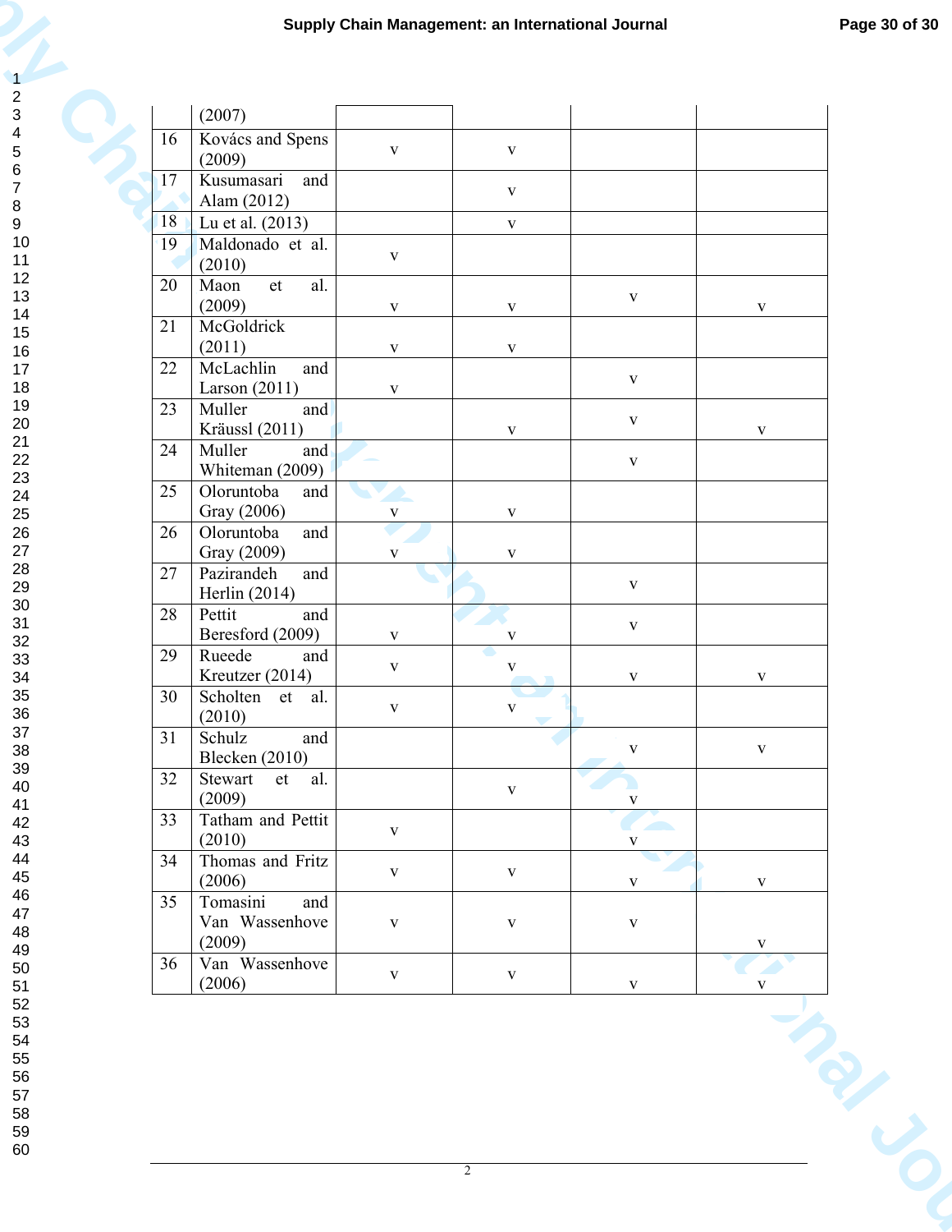| | | | | | |
|---|---|---|---|---|---|
| | (2007) | | | | |
| 16 | Kovács and Spens (2009) | v | v | | |
| 17 | Kusumasari and Alam (2012) | | v | | |
| 18 | Lu et al. (2013) | | v | | |
| 19 | Maldonado et al. (2010) | v | | | |
| 20 | Maon et al. (2009) | v | v | v | v |
| 21 | McGoldrick (2011) | v | v | | |
| 22 | McLachlin and Larson (2011) | v | | v | |
| 23 | Muller and Kräussl (2011) | | v | v | v |
| 24 | Muller and Whiteman (2009) | | | v | |
| 25 | Oloruntoba and Gray (2006) | v | v | | |
| 26 | Oloruntoba and Gray (2009) | v | v | | |
| 27 | Pazirandeh and Herlin (2014) | | | v | |
| 28 | Pettit and Beresford (2009) | v | v | v | |
| 29 | Rueede and Kreutzer (2014) | v | v | v | v |
| 30 | Scholten et al. (2010) | v | v | | |
| 31 | Schulz and Blecken (2010) | | | v | v |
| 32 | Stewart et al. (2009) | | v | v | |
| 33 | Tatham and Pettit (2010) | v | | v | |
| 34 | Thomas and Fritz (2006) | v | v | v | v |
| 35 | Tomasini and Van Wassenhove (2009) | v | v | v | v |
| 36 | Van Wassenhove (2006) | v | v | v | v |